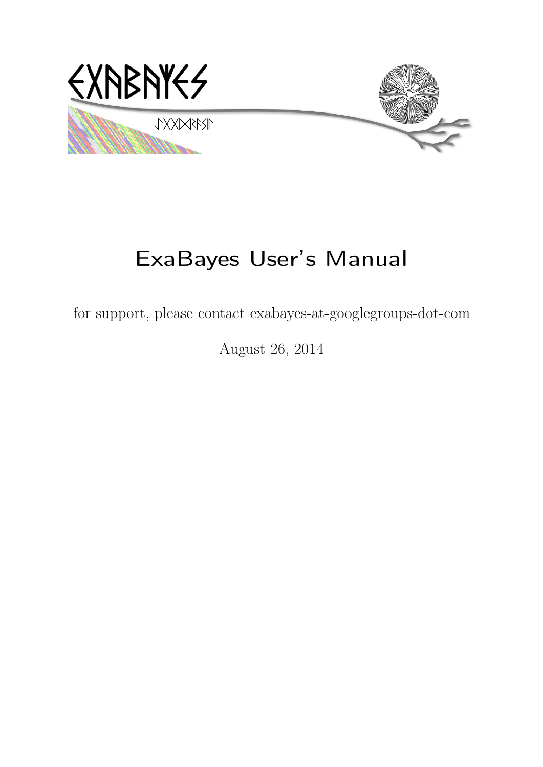# ExaBayes User's Manual

for support, please contact exabayes-at-googlegroups-dot-com

August 26, 2014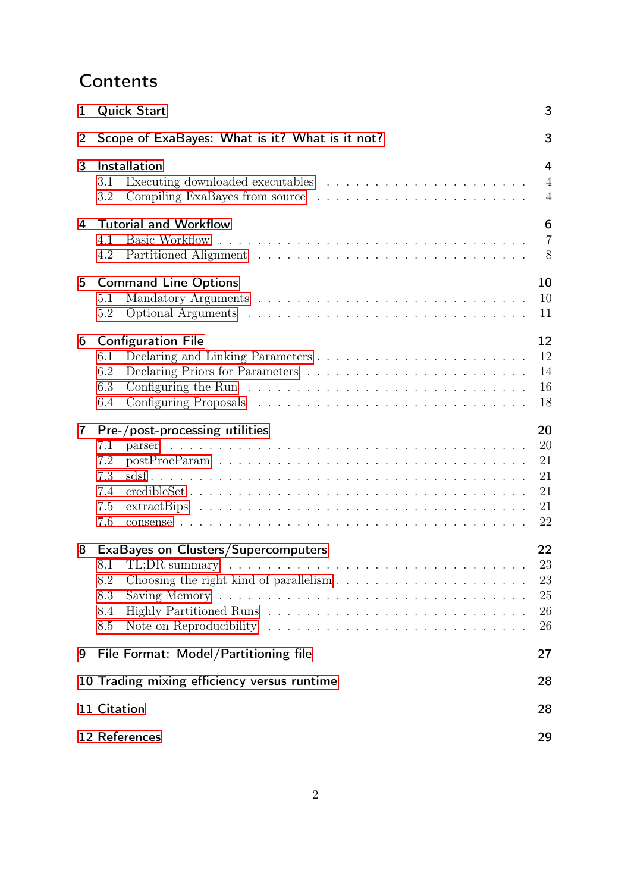# Contents

- 1 Quick Start — 3
- 2 Scope of ExaBayes: What is it? What is it not? — 3
- 3 Installation — 4
  - 3.1 Executing downloaded executables — 4
  - 3.2 Compiling ExaBayes from source — 4
- 4 Tutorial and Workflow — 6
  - 4.1 Basic Workflow — 7
  - 4.2 Partitioned Alignment — 8
- 5 Command Line Options — 10
  - 5.1 Mandatory Arguments — 10
  - 5.2 Optional Arguments — 11
- 6 Configuration File — 12
  - 6.1 Declaring and Linking Parameters — 12
  - 6.2 Declaring Priors for Parameters — 14
  - 6.3 Configuring the Run — 16
  - 6.4 Configuring Proposals — 18
- 7 Pre-/post-processing utilities — 20
  - 7.1 parser — 20
  - 7.2 postProcParam — 21
  - 7.3 sdsf — 21
  - 7.4 credibleSet — 21
  - 7.5 extractBips — 21
  - 7.6 consense — 22
- 8 ExaBayes on Clusters/Supercomputers — 22
  - 8.1 TL;DR summary — 23
  - 8.2 Choosing the right kind of parallelism — 23
  - 8.3 Saving Memory — 25
  - 8.4 Highly Partitioned Runs — 26
  - 8.5 Note on Reproducibility — 26
- 9 File Format: Model/Partitioning file — 27
- 10 Trading mixing efficiency versus runtime — 28
- 11 Citation — 28
- 12 References — 29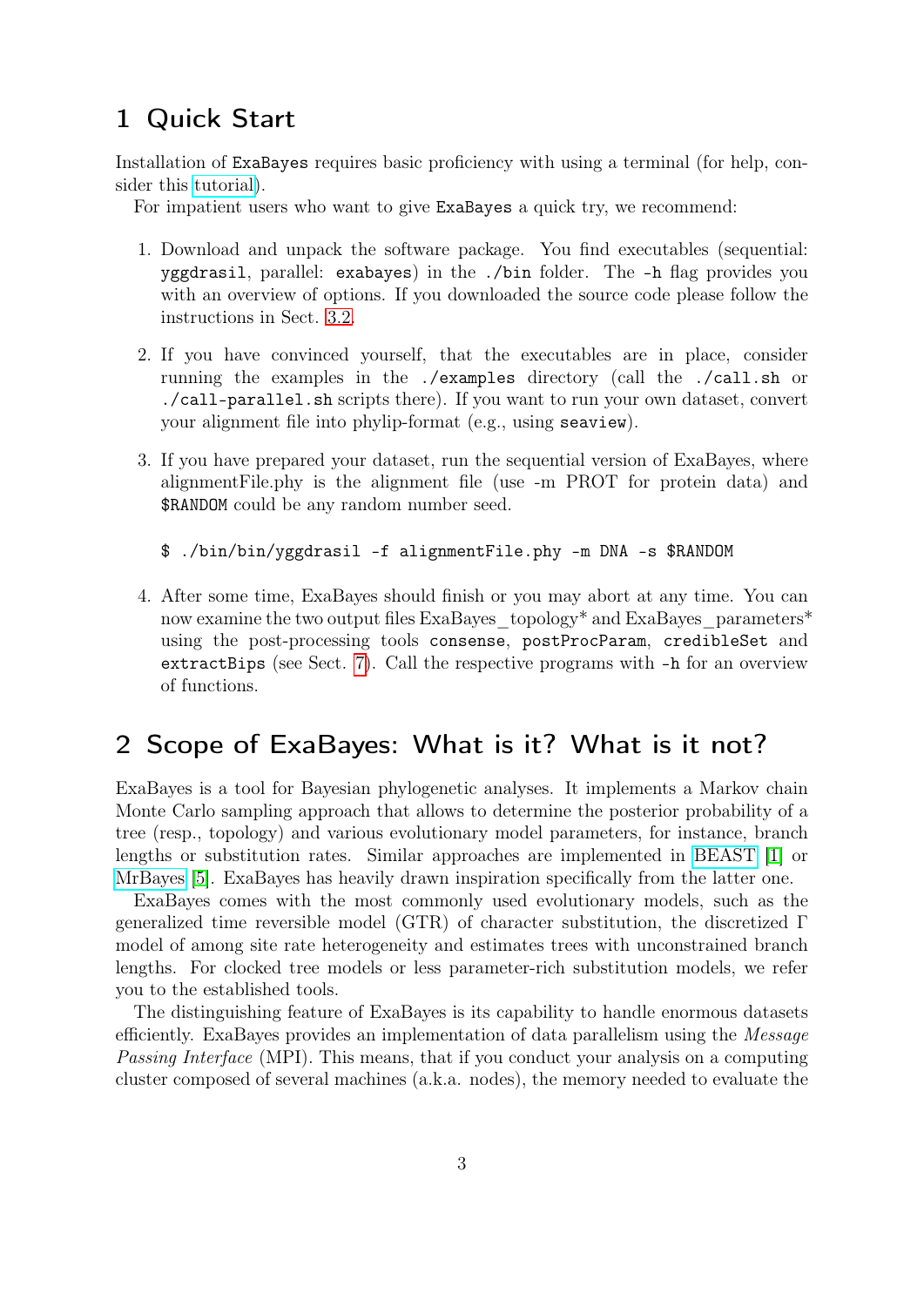# 1 Quick Start

Installation of `ExaBayes` requires basic proficiency with using a terminal (for help, consider this tutorial).

For impatient users who want to give `ExaBayes` a quick try, we recommend:

1. Download and unpack the software package. You find executables (sequential: `yggdrasil`, parallel: `exabayes`) in the `./bin` folder. The `-h` flag provides you with an overview of options. If you downloaded the source code please follow the instructions in Sect. 3.2.

2. If you have convinced yourself, that the executables are in place, consider running the examples in the `./examples` directory (call the `./call.sh` or `./call-parallel.sh` scripts there). If you want to run your own dataset, convert your alignment file into phylip-format (e.g., using `seaview`).

3. If you have prepared your dataset, run the sequential version of ExaBayes, where alignmentFile.phy is the alignment file (use -m PROT for protein data) and `$RANDOM` could be any random number seed.

   ```
   $ ./bin/bin/yggdrasil -f alignmentFile.phy -m DNA -s $RANDOM
   ```

4. After some time, ExaBayes should finish or you may abort at any time. You can now examine the two output files ExaBayes_topology* and ExaBayes_parameters* using the post-processing tools `consense`, `postProcParam`, `credibleSet` and `extractBips` (see Sect. 7). Call the respective programs with `-h` for an overview of functions.

# 2 Scope of ExaBayes: What is it? What is it not?

ExaBayes is a tool for Bayesian phylogenetic analyses. It implements a Markov chain Monte Carlo sampling approach that allows to determine the posterior probability of a tree (resp., topology) and various evolutionary model parameters, for instance, branch lengths or substitution rates. Similar approaches are implemented in BEAST [1] or MrBayes [5]. ExaBayes has heavily drawn inspiration specifically from the latter one.

ExaBayes comes with the most commonly used evolutionary models, such as the generalized time reversible model (GTR) of character substitution, the discretized $\Gamma$ model of among site rate heterogeneity and estimates trees with unconstrained branch lengths. For clocked tree models or less parameter-rich substitution models, we refer you to the established tools.

The distinguishing feature of ExaBayes is its capability to handle enormous datasets efficiently. ExaBayes provides an implementation of data parallelism using the *Message Passing Interface* (MPI). This means, that if you conduct your analysis on a computing cluster composed of several machines (a.k.a. nodes), the memory needed to evaluate the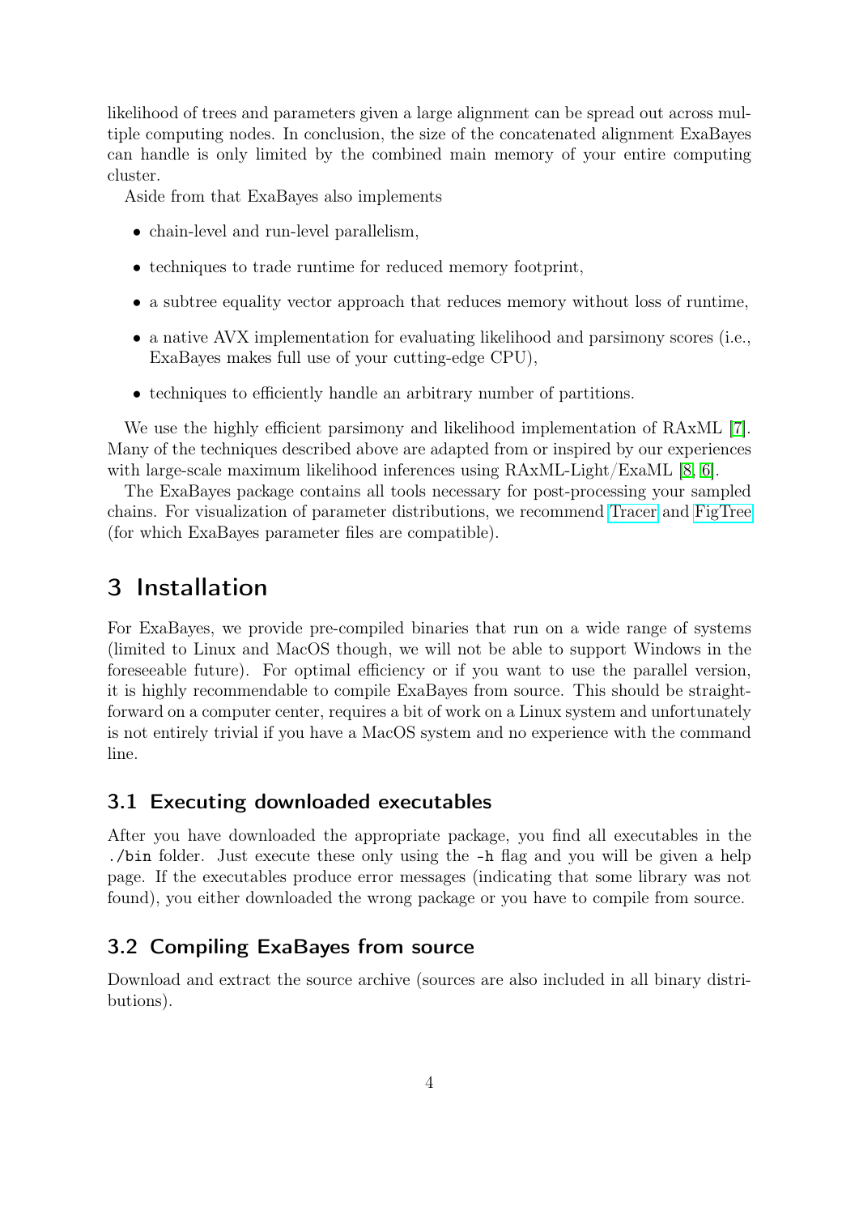likelihood of trees and parameters given a large alignment can be spread out across multiple computing nodes. In conclusion, the size of the concatenated alignment ExaBayes can handle is only limited by the combined main memory of your entire computing cluster.

Aside from that ExaBayes also implements

- chain-level and run-level parallelism,
- techniques to trade runtime for reduced memory footprint,
- a subtree equality vector approach that reduces memory without loss of runtime,
- a native AVX implementation for evaluating likelihood and parsimony scores (i.e., ExaBayes makes full use of your cutting-edge CPU),
- techniques to efficiently handle an arbitrary number of partitions.

We use the highly efficient parsimony and likelihood implementation of RAxML [7]. Many of the techniques described above are adapted from or inspired by our experiences with large-scale maximum likelihood inferences using RAxML-Light/ExaML [8, 6].

The ExaBayes package contains all tools necessary for post-processing your sampled chains. For visualization of parameter distributions, we recommend Tracer and FigTree (for which ExaBayes parameter files are compatible).

# 3 Installation

For ExaBayes, we provide pre-compiled binaries that run on a wide range of systems (limited to Linux and MacOS though, we will not be able to support Windows in the foreseeable future). For optimal efficiency or if you want to use the parallel version, it is highly recommendable to compile ExaBayes from source. This should be straightforward on a computer center, requires a bit of work on a Linux system and unfortunately is not entirely trivial if you have a MacOS system and no experience with the command line.

## 3.1 Executing downloaded executables

After you have downloaded the appropriate package, you find all executables in the `./bin` folder. Just execute these only using the `-h` flag and you will be given a help page. If the executables produce error messages (indicating that some library was not found), you either downloaded the wrong package or you have to compile from source.

## 3.2 Compiling ExaBayes from source

Download and extract the source archive (sources are also included in all binary distributions).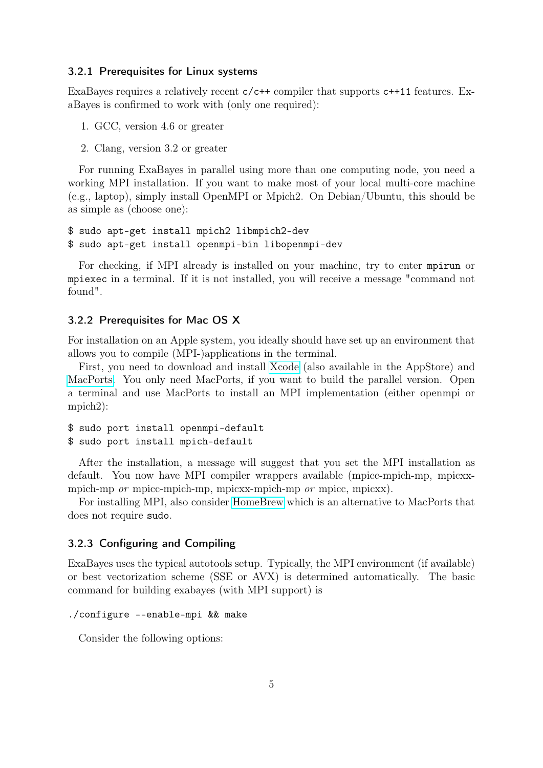### 3.2.1 Prerequisites for Linux systems

ExaBayes requires a relatively recent `c/c++` compiler that supports `c++11` features. ExaBayes is confirmed to work with (only one required):

1. GCC, version 4.6 or greater
2. Clang, version 3.2 or greater

For running ExaBayes in parallel using more than one computing node, you need a working MPI installation. If you want to make most of your local multi-core machine (e.g., laptop), simply install OpenMPI or Mpich2. On Debian/Ubuntu, this should be as simple as (choose one):

```
$ sudo apt-get install mpich2 libmpich2-dev
$ sudo apt-get install openmpi-bin libopenmpi-dev
```

For checking, if MPI already is installed on your machine, try to enter `mpirun` or `mpiexec` in a terminal. If it is not installed, you will receive a message "command not found".

### 3.2.2 Prerequisites for Mac OS X

For installation on an Apple system, you ideally should have set up an environment that allows you to compile (MPI-)applications in the terminal.

First, you need to download and install Xcode (also available in the AppStore) and MacPorts. You only need MacPorts, if you want to build the parallel version. Open a terminal and use MacPorts to install an MPI implementation (either openmpi or mpich2):

```
$ sudo port install openmpi-default
$ sudo port install mpich-default
```

After the installation, a message will suggest that you set the MPI installation as default. You now have MPI compiler wrappers available (mpicc-mpich-mp, mpicxx-mpich-mp *or* mpicc-mpich-mp, mpicxx-mpich-mp *or* mpicc, mpicxx).

For installing MPI, also consider HomeBrew which is an alternative to MacPorts that does not require `sudo`.

### 3.2.3 Configuring and Compiling

ExaBayes uses the typical autotools setup. Typically, the MPI environment (if available) or best vectorization scheme (SSE or AVX) is determined automatically. The basic command for building exabayes (with MPI support) is

```
./configure --enable-mpi && make
```

Consider the following options: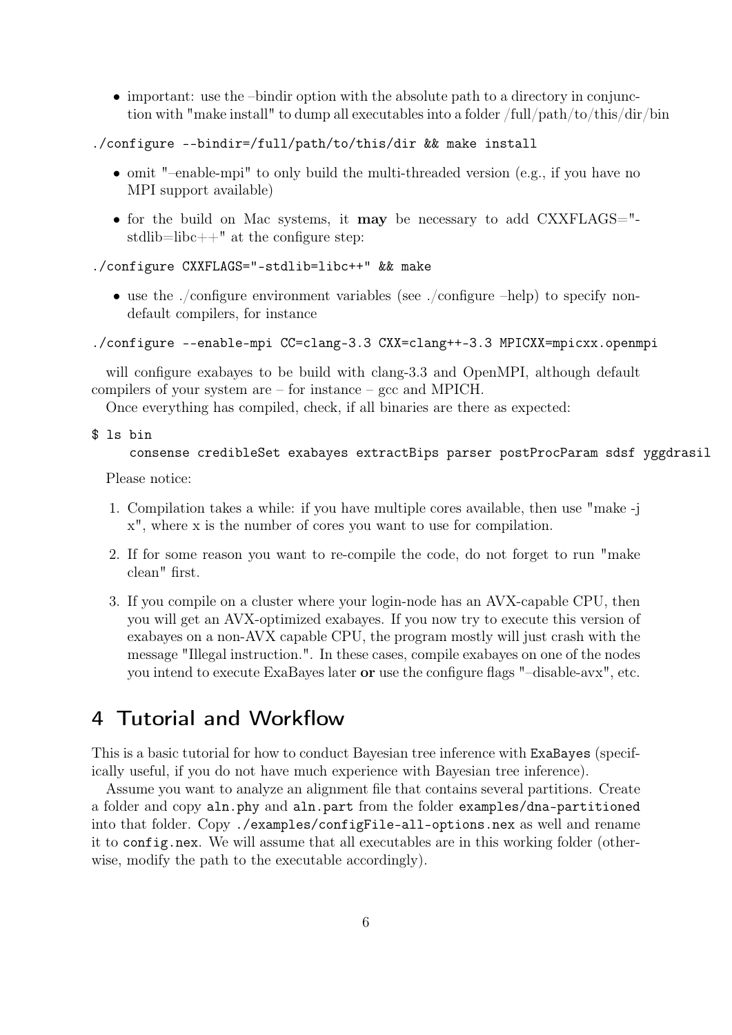- important: use the –bindir option with the absolute path to a directory in conjunction with "make install" to dump all executables into a folder /full/path/to/this/dir/bin

```
./configure --bindir=/full/path/to/this/dir && make install
```

- omit "–enable-mpi" to only build the multi-threaded version (e.g., if you have no MPI support available)
- for the build on Mac systems, it **may** be necessary to add CXXFLAGS="-stdlib=libc++" at the configure step:

```
./configure CXXFLAGS="-stdlib=libc++" && make
```

- use the ./configure environment variables (see ./configure –help) to specify non-default compilers, for instance

```
./configure --enable-mpi CC=clang-3.3 CXX=clang++-3.3 MPICXX=mpicxx.openmpi
```

will configure exabayes to be build with clang-3.3 and OpenMPI, although default compilers of your system are – for instance – gcc and MPICH.

Once everything has compiled, check, if all binaries are there as expected:

```
$ ls bin
    consense credibleSet exabayes extractBips parser postProcParam sdsf yggdrasil
```

Please notice:

1. Compilation takes a while: if you have multiple cores available, then use "make -j x", where x is the number of cores you want to use for compilation.
2. If for some reason you want to re-compile the code, do not forget to run "make clean" first.
3. If you compile on a cluster where your login-node has an AVX-capable CPU, then you will get an AVX-optimized exabayes. If you now try to execute this version of exabayes on a non-AVX capable CPU, the program mostly will just crash with the message "Illegal instruction.". In these cases, compile exabayes on one of the nodes you intend to execute ExaBayes later **or** use the configure flags "–disable-avx", etc.

# 4 Tutorial and Workflow

This is a basic tutorial for how to conduct Bayesian tree inference with `ExaBayes` (specifically useful, if you do not have much experience with Bayesian tree inference).

Assume you want to analyze an alignment file that contains several partitions. Create a folder and copy `aln.phy` and `aln.part` from the folder `examples/dna-partitioned` into that folder. Copy `./examples/configFile-all-options.nex` as well and rename it to `config.nex`. We will assume that all executables are in this working folder (otherwise, modify the path to the executable accordingly).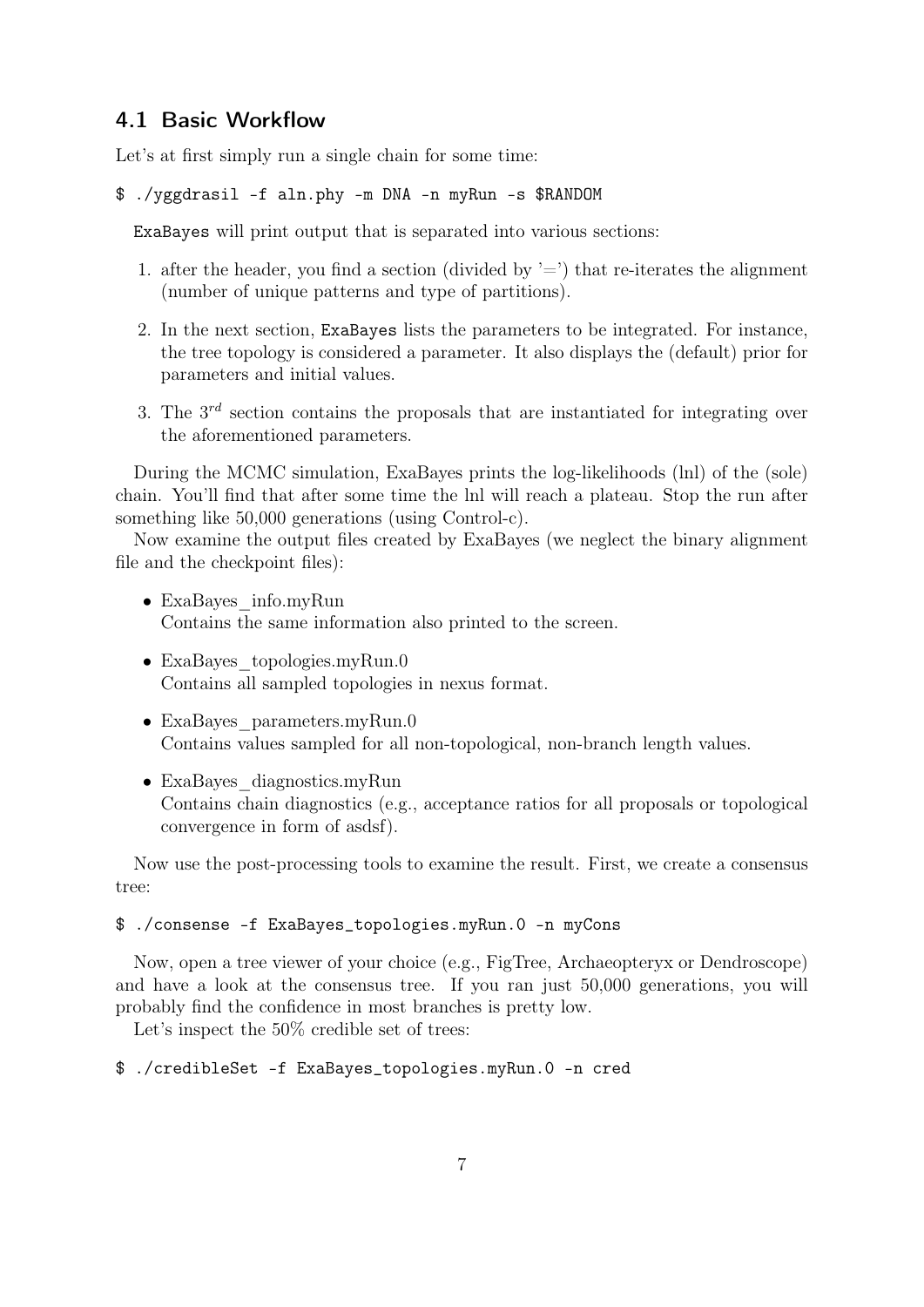## 4.1 Basic Workflow

Let's at first simply run a single chain for some time:

```
$ ./yggdrasil -f aln.phy -m DNA -n myRun -s $RANDOM
```

ExaBayes will print output that is separated into various sections:

1. after the header, you find a section (divided by '=') that re-iterates the alignment (number of unique patterns and type of partitions).
2. In the next section, ExaBayes lists the parameters to be integrated. For instance, the tree topology is considered a parameter. It also displays the (default) prior for parameters and initial values.
3. The $3^{rd}$ section contains the proposals that are instantiated for integrating over the aforementioned parameters.

During the MCMC simulation, ExaBayes prints the log-likelihoods (lnl) of the (sole) chain. You'll find that after some time the lnl will reach a plateau. Stop the run after something like 50,000 generations (using Control-c).

Now examine the output files created by ExaBayes (we neglect the binary alignment file and the checkpoint files):

- ExaBayes_info.myRun
  Contains the same information also printed to the screen.
- ExaBayes_topologies.myRun.0
  Contains all sampled topologies in nexus format.
- ExaBayes_parameters.myRun.0
  Contains values sampled for all non-topological, non-branch length values.
- ExaBayes_diagnostics.myRun
  Contains chain diagnostics (e.g., acceptance ratios for all proposals or topological convergence in form of asdsf).

Now use the post-processing tools to examine the result. First, we create a consensus tree:

```
$ ./consense -f ExaBayes_topologies.myRun.0 -n myCons
```

Now, open a tree viewer of your choice (e.g., FigTree, Archaeopteryx or Dendroscope) and have a look at the consensus tree. If you ran just 50,000 generations, you will probably find the confidence in most branches is pretty low.

Let's inspect the 50% credible set of trees:

```
$ ./credibleSet -f ExaBayes_topologies.myRun.0 -n cred
```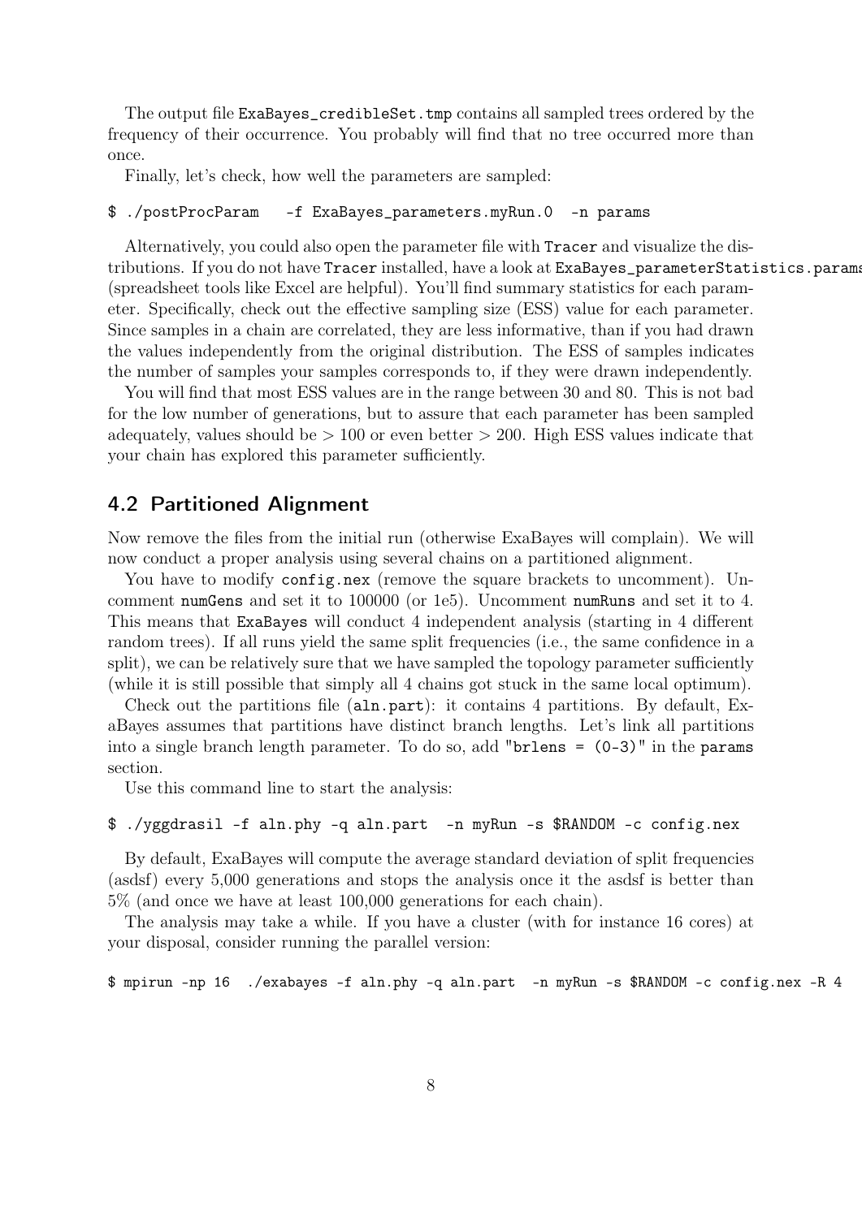The output file `ExaBayes_credibleSet.tmp` contains all sampled trees ordered by the frequency of their occurrence. You probably will find that no tree occurred more than once.

Finally, let's check, how well the parameters are sampled:

```
$ ./postProcParam   -f ExaBayes_parameters.myRun.0  -n params
```

Alternatively, you could also open the parameter file with `Tracer` and visualize the distributions. If you do not have `Tracer` installed, have a look at `ExaBayes_parameterStatistics.params` (spreadsheet tools like Excel are helpful). You'll find summary statistics for each parameter. Specifically, check out the effective sampling size (ESS) value for each parameter. Since samples in a chain are correlated, they are less informative, than if you had drawn the values independently from the original distribution. The ESS of samples indicates the number of samples your samples corresponds to, if they were drawn independently.

You will find that most ESS values are in the range between 30 and 80. This is not bad for the low number of generations, but to assure that each parameter has been sampled adequately, values should be $> 100$ or even better $> 200$. High ESS values indicate that your chain has explored this parameter sufficiently.

## 4.2 Partitioned Alignment

Now remove the files from the initial run (otherwise ExaBayes will complain). We will now conduct a proper analysis using several chains on a partitioned alignment.

You have to modify `config.nex` (remove the square brackets to uncomment). Uncomment `numGens` and set it to 100000 (or 1e5). Uncomment `numRuns` and set it to 4. This means that `ExaBayes` will conduct 4 independent analysis (starting in 4 different random trees). If all runs yield the same split frequencies (i.e., the same confidence in a split), we can be relatively sure that we have sampled the topology parameter sufficiently (while it is still possible that simply all 4 chains got stuck in the same local optimum).

Check out the partitions file (`aln.part`): it contains 4 partitions. By default, ExaBayes assumes that partitions have distinct branch lengths. Let's link all partitions into a single branch length parameter. To do so, add `"brlens = (0-3)"` in the `params` section.

Use this command line to start the analysis:

```
$ ./yggdrasil -f aln.phy -q aln.part  -n myRun -s $RANDOM -c config.nex
```

By default, ExaBayes will compute the average standard deviation of split frequencies (asdsf) every 5,000 generations and stops the analysis once it the asdsf is better than 5% (and once we have at least 100,000 generations for each chain).

The analysis may take a while. If you have a cluster (with for instance 16 cores) at your disposal, consider running the parallel version:

```
$ mpirun -np 16  ./exabayes -f aln.phy -q aln.part  -n myRun -s $RANDOM -c config.nex -R 4
```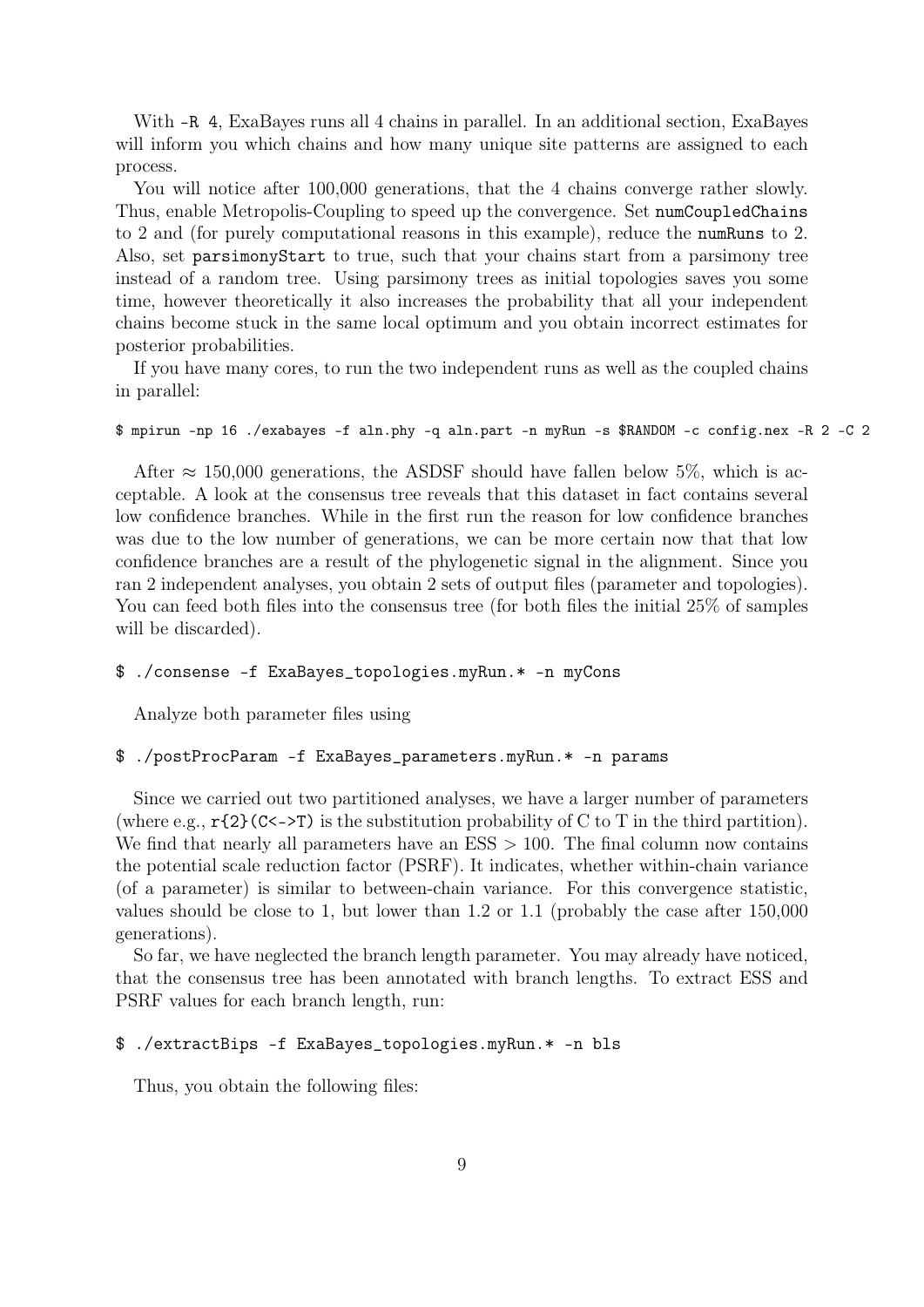With `-R 4`, ExaBayes runs all 4 chains in parallel. In an additional section, ExaBayes will inform you which chains and how many unique site patterns are assigned to each process.

You will notice after 100,000 generations, that the 4 chains converge rather slowly. Thus, enable Metropolis-Coupling to speed up the convergence. Set `numCoupledChains` to 2 and (for purely computational reasons in this example), reduce the `numRuns` to 2. Also, set `parsimonyStart` to true, such that your chains start from a parsimony tree instead of a random tree. Using parsimony trees as initial topologies saves you some time, however theoretically it also increases the probability that all your independent chains become stuck in the same local optimum and you obtain incorrect estimates for posterior probabilities.

If you have many cores, to run the two independent runs as well as the coupled chains in parallel:

```
$ mpirun -np 16 ./exabayes -f aln.phy -q aln.part -n myRun -s $RANDOM -c config.nex -R 2 -C 2
```

After $\approx 150{,}000$ generations, the ASDSF should have fallen below 5%, which is acceptable. A look at the consensus tree reveals that this dataset in fact contains several low confidence branches. While in the first run the reason for low confidence branches was due to the low number of generations, we can be more certain now that that low confidence branches are a result of the phylogenetic signal in the alignment. Since you ran 2 independent analyses, you obtain 2 sets of output files (parameter and topologies). You can feed both files into the consensus tree (for both files the initial 25% of samples will be discarded).

```
$ ./consense -f ExaBayes_topologies.myRun.* -n myCons
```

Analyze both parameter files using

```
$ ./postProcParam -f ExaBayes_parameters.myRun.* -n params
```

Since we carried out two partitioned analyses, we have a larger number of parameters (where e.g., `r{2}(C<->T)` is the substitution probability of C to T in the third partition). We find that nearly all parameters have an ESS > 100. The final column now contains the potential scale reduction factor (PSRF). It indicates, whether within-chain variance (of a parameter) is similar to between-chain variance. For this convergence statistic, values should be close to 1, but lower than 1.2 or 1.1 (probably the case after 150,000 generations).

So far, we have neglected the branch length parameter. You may already have noticed, that the consensus tree has been annotated with branch lengths. To extract ESS and PSRF values for each branch length, run:

```
$ ./extractBips -f ExaBayes_topologies.myRun.* -n bls
```

Thus, you obtain the following files: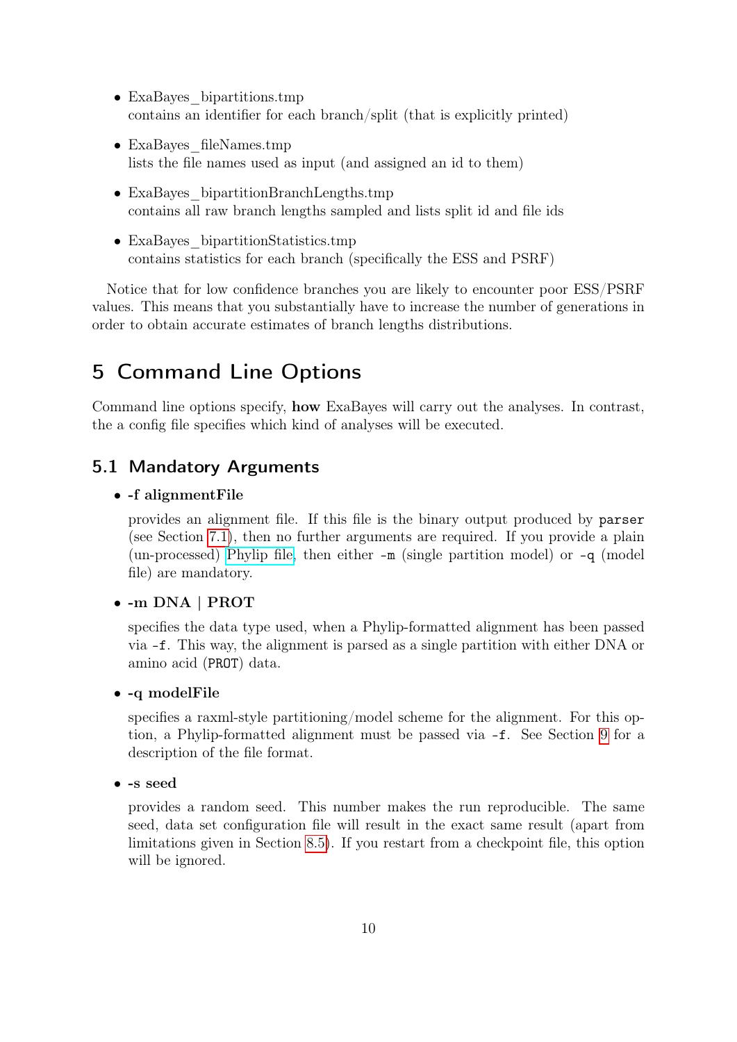- ExaBayes_bipartitions.tmp
  contains an identifier for each branch/split (that is explicitly printed)
- ExaBayes_fileNames.tmp
  lists the file names used as input (and assigned an id to them)
- ExaBayes_bipartitionBranchLengths.tmp
  contains all raw branch lengths sampled and lists split id and file ids
- ExaBayes_bipartitionStatistics.tmp
  contains statistics for each branch (specifically the ESS and PSRF)

Notice that for low confidence branches you are likely to encounter poor ESS/PSRF values. This means that you substantially have to increase the number of generations in order to obtain accurate estimates of branch lengths distributions.

# 5 Command Line Options

Command line options specify, **how** ExaBayes will carry out the analyses. In contrast, the a config file specifies which kind of analyses will be executed.

## 5.1 Mandatory Arguments

- **-f alignmentFile**

  provides an alignment file. If this file is the binary output produced by `parser` (see Section 7.1), then no further arguments are required. If you provide a plain (un-processed) Phylip file, then either `-m` (single partition model) or `-q` (model file) are mandatory.

- **-m DNA | PROT**

  specifies the data type used, when a Phylip-formatted alignment has been passed via `-f`. This way, the alignment is parsed as a single partition with either DNA or amino acid (`PROT`) data.

- **-q modelFile**

  specifies a raxml-style partitioning/model scheme for the alignment. For this option, a Phylip-formatted alignment must be passed via `-f`. See Section 9 for a description of the file format.

- **-s seed**

  provides a random seed. This number makes the run reproducible. The same seed, data set configuration file will result in the exact same result (apart from limitations given in Section 8.5). If you restart from a checkpoint file, this option will be ignored.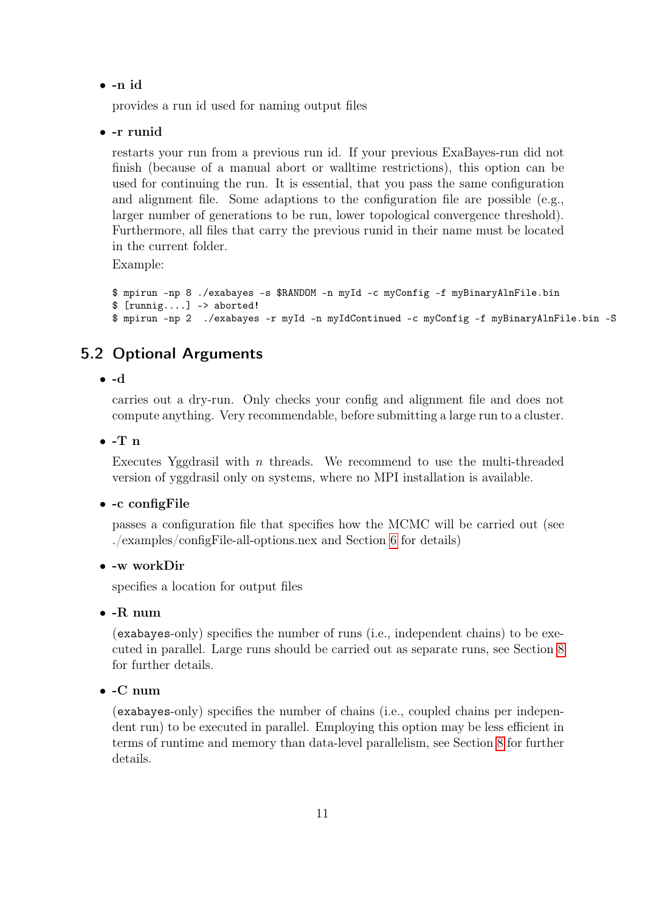- **-n id**

  provides a run id used for naming output files

- **-r runid**

  restarts your run from a previous run id. If your previous ExaBayes-run did not finish (because of a manual abort or walltime restrictions), this option can be used for continuing the run. It is essential, that you pass the same configuration and alignment file. Some adaptions to the configuration file are possible (e.g., larger number of generations to be run, lower topological convergence threshold). Furthermore, all files that carry the previous runid in their name must be located in the current folder.

  Example:

```
$ mpirun -np 8 ./exabayes -s $RANDOM -n myId -c myConfig -f myBinaryAlnFile.bin
$ [runnig....] -> aborted!
$ mpirun -np 2  ./exabayes -r myId -n myIdContinued -c myConfig -f myBinaryAlnFile.bin -S
```

## 5.2 Optional Arguments

- **-d**

  carries out a dry-run. Only checks your config and alignment file and does not compute anything. Very recommendable, before submitting a large run to a cluster.

- **-T n**

  Executes Yggdrasil with $n$ threads. We recommend to use the multi-threaded version of yggdrasil only on systems, where no MPI installation is available.

- **-c configFile**

  passes a configuration file that specifies how the MCMC will be carried out (see ./examples/configFile-all-options.nex and Section 6 for details)

- **-w workDir**

  specifies a location for output files

- **-R num**

  (`exabayes`-only) specifies the number of runs (i.e., independent chains) to be executed in parallel. Large runs should be carried out as separate runs, see Section 8 for further details.

- **-C num**

  (`exabayes`-only) specifies the number of chains (i.e., coupled chains per independent run) to be executed in parallel. Employing this option may be less efficient in terms of runtime and memory than data-level parallelism, see Section 8 for further details.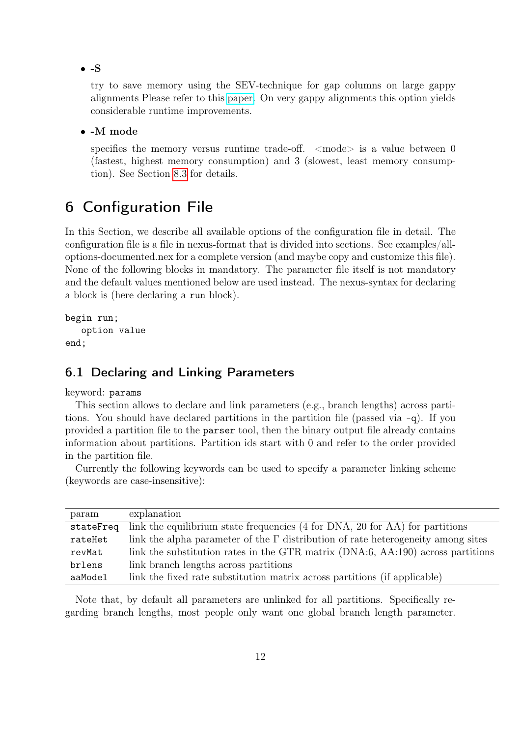- **-S**

  try to save memory using the SEV-technique for gap columns on large gappy alignments Please refer to this paper. On very gappy alignments this option yields considerable runtime improvements.

- **-M mode**

  specifies the memory versus runtime trade-off. <mode> is a value between 0 (fastest, highest memory consumption) and 3 (slowest, least memory consumption). See Section 8.3 for details.

# 6 Configuration File

In this Section, we describe all available options of the configuration file in detail. The configuration file is a file in nexus-format that is divided into sections. See examples/all-options-documented.nex for a complete version (and maybe copy and customize this file). None of the following blocks in mandatory. The parameter file itself is not mandatory and the default values mentioned below are used instead. The nexus-syntax for declaring a block is (here declaring a `run` block).

```
begin run;
   option value
end;
```

## 6.1 Declaring and Linking Parameters

keyword: `params`

This section allows to declare and link parameters (e.g., branch lengths) across partitions. You should have declared partitions in the partition file (passed via `-q`). If you provided a partition file to the `parser` tool, then the binary output file already contains information about partitions. Partition ids start with 0 and refer to the order provided in the partition file.

Currently the following keywords can be used to specify a parameter linking scheme (keywords are case-insensitive):

| param | explanation |
|---|---|
| `stateFreq` | link the equilibrium state frequencies (4 for DNA, 20 for AA) for partitions |
| `rateHet` | link the alpha parameter of the $\Gamma$ distribution of rate heterogeneity among sites |
| `revMat` | link the substitution rates in the GTR matrix (DNA:6, AA:190) across partitions |
| `brlens` | link branch lengths across partitions |
| `aaModel` | link the fixed rate substitution matrix across partitions (if applicable) |

Note that, by default all parameters are unlinked for all partitions. Specifically regarding branch lengths, most people only want one global branch length parameter.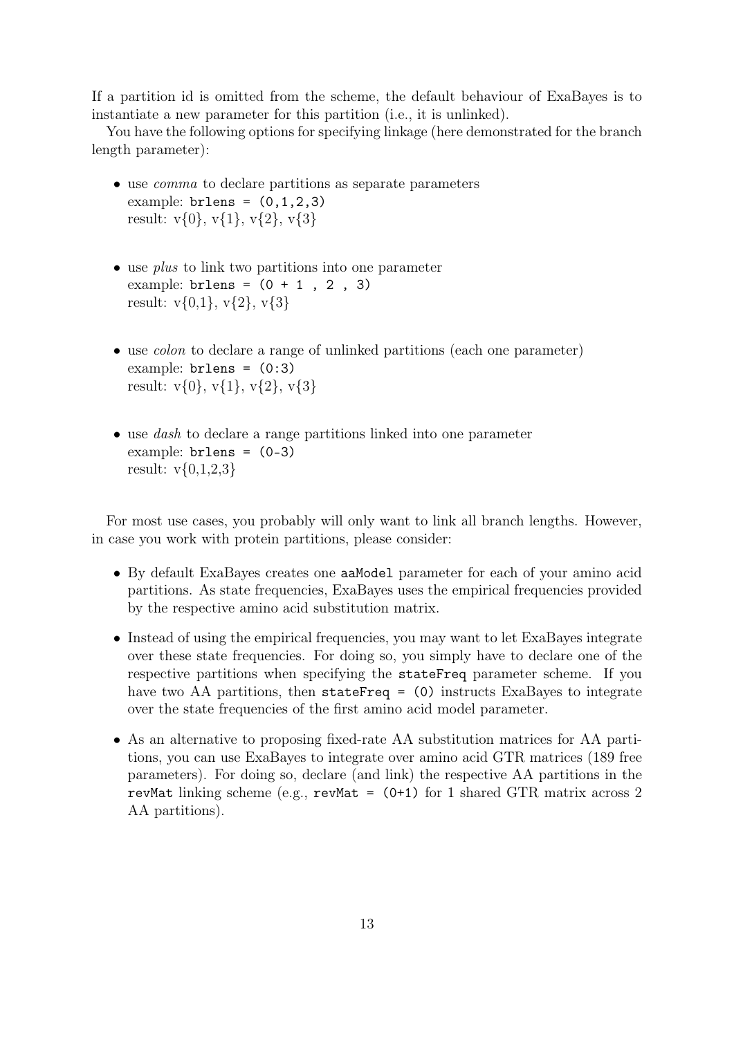If a partition id is omitted from the scheme, the default behaviour of ExaBayes is to instantiate a new parameter for this partition (i.e., it is unlinked).

You have the following options for specifying linkage (here demonstrated for the branch length parameter):

- use *comma* to declare partitions as separate parameters
  example: `brlens = (0,1,2,3)`
  result: v{0}, v{1}, v{2}, v{3}

- use *plus* to link two partitions into one parameter
  example: `brlens = (0 + 1 , 2 , 3)`
  result: v{0,1}, v{2}, v{3}

- use *colon* to declare a range of unlinked partitions (each one parameter)
  example: `brlens = (0:3)`
  result: v{0}, v{1}, v{2}, v{3}

- use *dash* to declare a range partitions linked into one parameter
  example: `brlens = (0-3)`
  result: v{0,1,2,3}

For most use cases, you probably will only want to link all branch lengths. However, in case you work with protein partitions, please consider:

- By default ExaBayes creates one `aaModel` parameter for each of your amino acid partitions. As state frequencies, ExaBayes uses the empirical frequencies provided by the respective amino acid substitution matrix.
- Instead of using the empirical frequencies, you may want to let ExaBayes integrate over these state frequencies. For doing so, you simply have to declare one of the respective partitions when specifying the `stateFreq` parameter scheme. If you have two AA partitions, then `stateFreq = (0)` instructs ExaBayes to integrate over the state frequencies of the first amino acid model parameter.
- As an alternative to proposing fixed-rate AA substitution matrices for AA partitions, you can use ExaBayes to integrate over amino acid GTR matrices (189 free parameters). For doing so, declare (and link) the respective AA partitions in the `revMat` linking scheme (e.g., `revMat = (0+1)` for 1 shared GTR matrix across 2 AA partitions).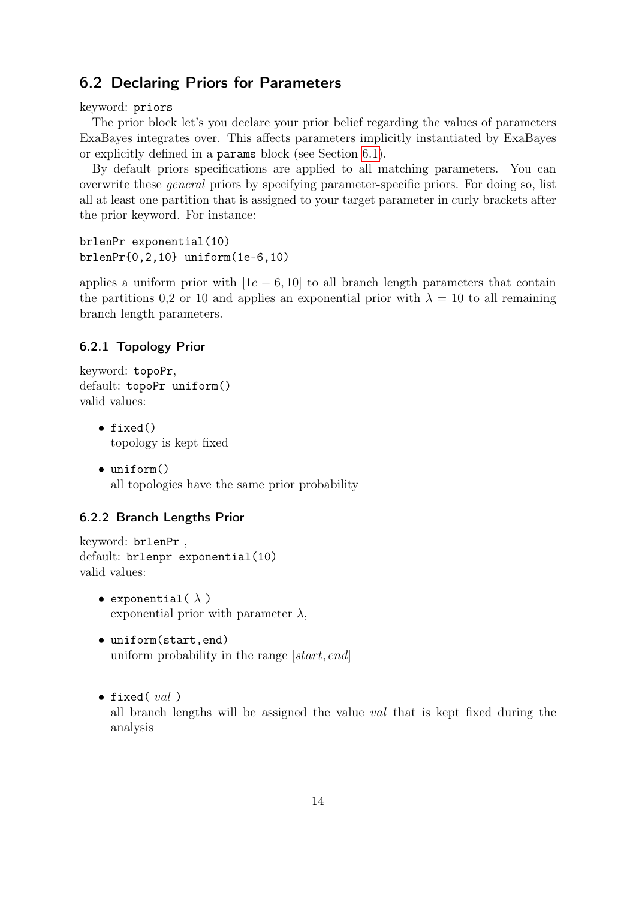## 6.2 Declaring Priors for Parameters

keyword: `priors`

The prior block let's you declare your prior belief regarding the values of parameters ExaBayes integrates over. This affects parameters implicitly instantiated by ExaBayes or explicitly defined in a `params` block (see Section 6.1).

By default priors specifications are applied to all matching parameters. You can overwrite these *general* priors by specifying parameter-specific priors. For doing so, list all at least one partition that is assigned to your target parameter in curly brackets after the prior keyword. For instance:

```
brlenPr exponential(10)
brlenPr{0,2,10} uniform(1e-6,10)
```

applies a uniform prior with $[1e-6, 10]$ to all branch length parameters that contain the partitions 0,2 or 10 and applies an exponential prior with $\lambda = 10$ to all remaining branch length parameters.

### 6.2.1 Topology Prior

keyword: `topoPr`,
default: `topoPr uniform()`
valid values:

- `fixed()`
  topology is kept fixed
- `uniform()`
  all topologies have the same prior probability

### 6.2.2 Branch Lengths Prior

keyword: `brlenPr` ,
default: `brlenpr exponential(10)`
valid values:

- `exponential(` $\lambda$ `)`
  exponential prior with parameter $\lambda$,
- `uniform(start,end)`
  uniform probability in the range $[start, end]$
- `fixed(` *val* `)`
  all branch lengths will be assigned the value *val* that is kept fixed during the analysis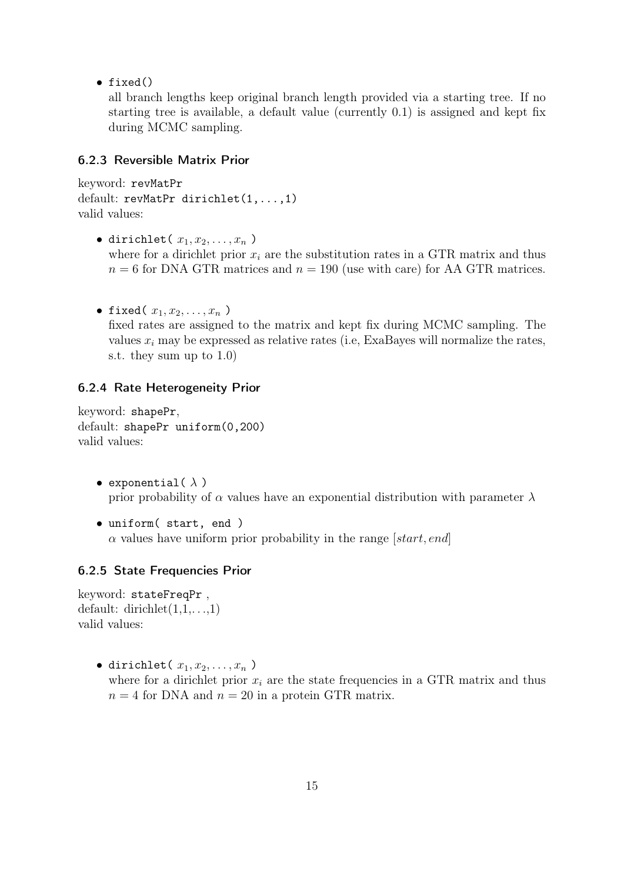- `fixed()`
  all branch lengths keep original branch length provided via a starting tree. If no starting tree is available, a default value (currently 0.1) is assigned and kept fix during MCMC sampling.

### 6.2.3 Reversible Matrix Prior

keyword: `revMatPr`
default: `revMatPr dirichlet(1,...,1)`
valid values:

- `dirichlet(` $x_1, x_2, \ldots, x_n$ `)`
  where for a dirichlet prior $x_i$ are the substitution rates in a GTR matrix and thus $n = 6$ for DNA GTR matrices and $n = 190$ (use with care) for AA GTR matrices.

- `fixed(` $x_1, x_2, \ldots, x_n$ `)`
  fixed rates are assigned to the matrix and kept fix during MCMC sampling. The values $x_i$ may be expressed as relative rates (i.e, ExaBayes will normalize the rates, s.t. they sum up to 1.0)

### 6.2.4 Rate Heterogeneity Prior

keyword: `shapePr`,
default: `shapePr uniform(0,200)`
valid values:

- `exponential(` $\lambda$ `)`
  prior probability of $\alpha$ values have an exponential distribution with parameter $\lambda$

- `uniform( start, end )`
  $\alpha$ values have uniform prior probability in the range $[start, end]$

### 6.2.5 State Frequencies Prior

keyword: `stateFreqPr` ,
default: dirichlet(1,1,. . .,1)
valid values:

- `dirichlet(` $x_1, x_2, \ldots, x_n$ `)`
  where for a dirichlet prior $x_i$ are the state frequencies in a GTR matrix and thus $n = 4$ for DNA and $n = 20$ in a protein GTR matrix.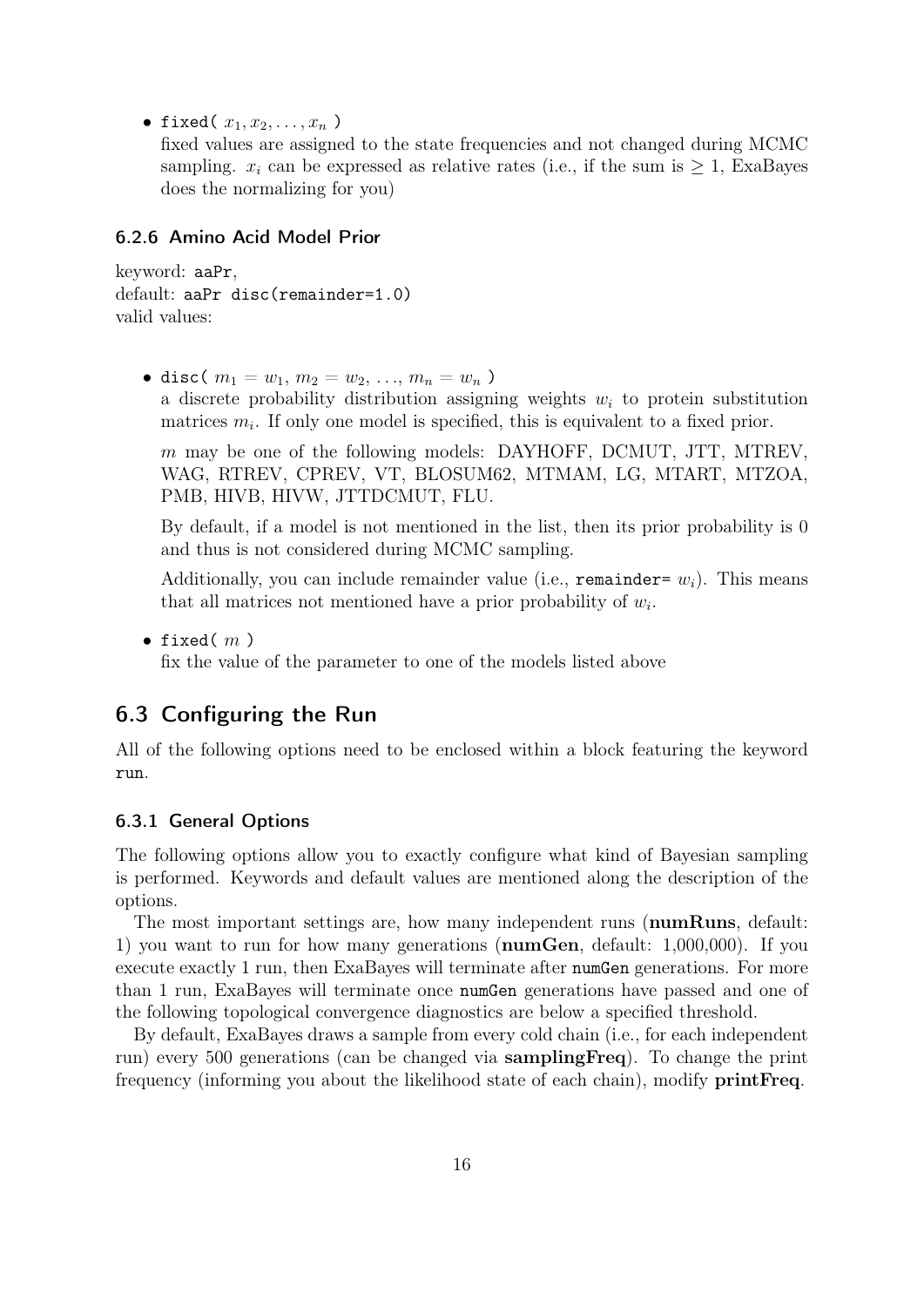- `fixed(` $x_1, x_2, \ldots, x_n$ `)`
  fixed values are assigned to the state frequencies and not changed during MCMC sampling. $x_i$ can be expressed as relative rates (i.e., if the sum is $\geq 1$, ExaBayes does the normalizing for you)

### 6.2.6 Amino Acid Model Prior

keyword: `aaPr`,
default: `aaPr disc(remainder=1.0)`
valid values:

- `disc(` $m_1 = w_1$, $m_2 = w_2$, ..., $m_n = w_n$ `)`
  a discrete probability distribution assigning weights $w_i$ to protein substitution matrices $m_i$. If only one model is specified, this is equivalent to a fixed prior.

  $m$ may be one of the following models: DAYHOFF, DCMUT, JTT, MTREV, WAG, RTREV, CPREV, VT, BLOSUM62, MTMAM, LG, MTART, MTZOA, PMB, HIVB, HIVW, JTTDCMUT, FLU.

  By default, if a model is not mentioned in the list, then its prior probability is 0 and thus is not considered during MCMC sampling.

  Additionally, you can include remainder value (i.e., `remainder=` $w_i$). This means that all matrices not mentioned have a prior probability of $w_i$.

- `fixed(` $m$ `)`
  fix the value of the parameter to one of the models listed above

## 6.3 Configuring the Run

All of the following options need to be enclosed within a block featuring the keyword `run`.

### 6.3.1 General Options

The following options allow you to exactly configure what kind of Bayesian sampling is performed. Keywords and default values are mentioned along the description of the options.

The most important settings are, how many independent runs (**numRuns**, default: 1) you want to run for how many generations (**numGen**, default: 1,000,000). If you execute exactly 1 run, then ExaBayes will terminate after `numGen` generations. For more than 1 run, ExaBayes will terminate once `numGen` generations have passed and one of the following topological convergence diagnostics are below a specified threshold.

By default, ExaBayes draws a sample from every cold chain (i.e., for each independent run) every 500 generations (can be changed via **samplingFreq**). To change the print frequency (informing you about the likelihood state of each chain), modify **printFreq**.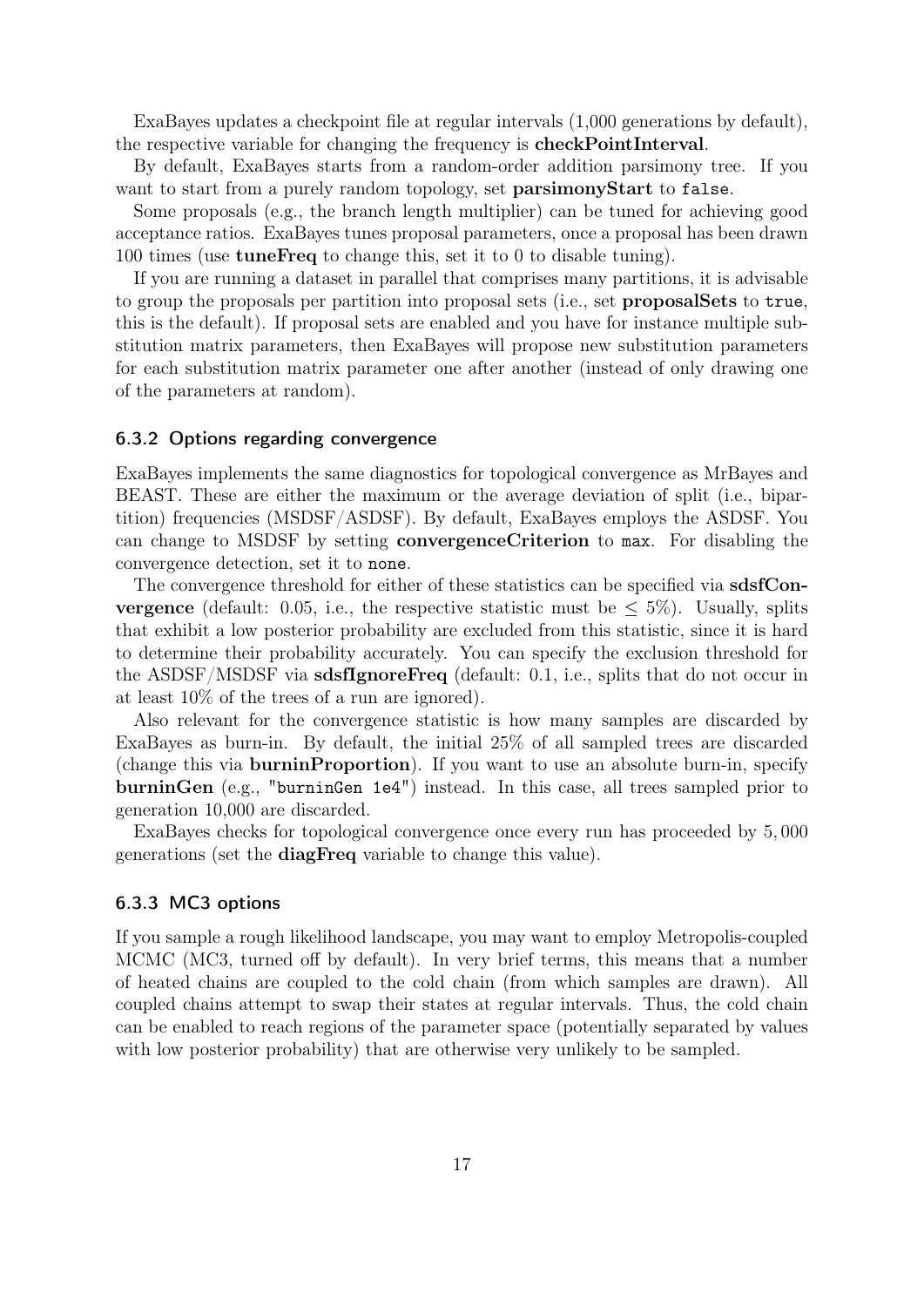ExaBayes updates a checkpoint file at regular intervals (1,000 generations by default), the respective variable for changing the frequency is **checkPointInterval**.

By default, ExaBayes starts from a random-order addition parsimony tree. If you want to start from a purely random topology, set **parsimonyStart** to `false`.

Some proposals (e.g., the branch length multiplier) can be tuned for achieving good acceptance ratios. ExaBayes tunes proposal parameters, once a proposal has been drawn 100 times (use **tuneFreq** to change this, set it to 0 to disable tuning).

If you are running a dataset in parallel that comprises many partitions, it is advisable to group the proposals per partition into proposal sets (i.e., set **proposalSets** to `true`, this is the default). If proposal sets are enabled and you have for instance multiple substitution matrix parameters, then ExaBayes will propose new substitution parameters for each substitution matrix parameter one after another (instead of only drawing one of the parameters at random).

### 6.3.2 Options regarding convergence

ExaBayes implements the same diagnostics for topological convergence as MrBayes and BEAST. These are either the maximum or the average deviation of split (i.e., bipartition) frequencies (MSDSF/ASDSF). By default, ExaBayes employs the ASDSF. You can change to MSDSF by setting **convergenceCriterion** to `max`. For disabling the convergence detection, set it to `none`.

The convergence threshold for either of these statistics can be specified via **sdsfConvergence** (default: 0.05, i.e., the respective statistic must be $\leq 5\%$). Usually, splits that exhibit a low posterior probability are excluded from this statistic, since it is hard to determine their probability accurately. You can specify the exclusion threshold for the ASDSF/MSDSF via **sdsfIgnoreFreq** (default: 0.1, i.e., splits that do not occur in at least 10% of the trees of a run are ignored).

Also relevant for the convergence statistic is how many samples are discarded by ExaBayes as burn-in. By default, the initial 25% of all sampled trees are discarded (change this via **burninProportion**). If you want to use an absolute burn-in, specify **burninGen** (e.g., `"burninGen 1e4"`) instead. In this case, all trees sampled prior to generation 10,000 are discarded.

ExaBayes checks for topological convergence once every run has proceeded by $5,000$ generations (set the **diagFreq** variable to change this value).

### 6.3.3 MC3 options

If you sample a rough likelihood landscape, you may want to employ Metropolis-coupled MCMC (MC3, turned off by default). In very brief terms, this means that a number of heated chains are coupled to the cold chain (from which samples are drawn). All coupled chains attempt to swap their states at regular intervals. Thus, the cold chain can be enabled to reach regions of the parameter space (potentially separated by values with low posterior probability) that are otherwise very unlikely to be sampled.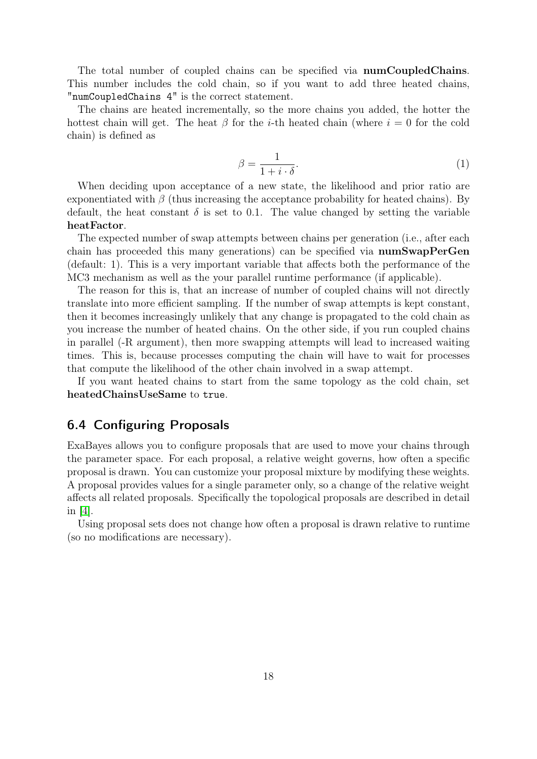The total number of coupled chains can be specified via **numCoupledChains**. This number includes the cold chain, so if you want to add three heated chains, `"numCoupledChains 4"` is the correct statement.

The chains are heated incrementally, so the more chains you added, the hotter the hottest chain will get. The heat $\beta$ for the $i$-th heated chain (where $i = 0$ for the cold chain) is defined as

$$\beta = \frac{1}{1 + i \cdot \delta}. \quad (1)$$

When deciding upon acceptance of a new state, the likelihood and prior ratio are exponentiated with $\beta$ (thus increasing the acceptance probability for heated chains). By default, the heat constant $\delta$ is set to 0.1. The value changed by setting the variable **heatFactor**.

The expected number of swap attempts between chains per generation (i.e., after each chain has proceeded this many generations) can be specified via **numSwapPerGen** (default: 1). This is a very important variable that affects both the performance of the MC3 mechanism as well as the your parallel runtime performance (if applicable).

The reason for this is, that an increase of number of coupled chains will not directly translate into more efficient sampling. If the number of swap attempts is kept constant, then it becomes increasingly unlikely that any change is propagated to the cold chain as you increase the number of heated chains. On the other side, if you run coupled chains in parallel (-R argument), then more swapping attempts will lead to increased waiting times. This is, because processes computing the chain will have to wait for processes that compute the likelihood of the other chain involved in a swap attempt.

If you want heated chains to start from the same topology as the cold chain, set **heatedChainsUseSame** to `true`.

## 6.4 Configuring Proposals

ExaBayes allows you to configure proposals that are used to move your chains through the parameter space. For each proposal, a relative weight governs, how often a specific proposal is drawn. You can customize your proposal mixture by modifying these weights. A proposal provides values for a single parameter only, so a change of the relative weight affects all related proposals. Specifically the topological proposals are described in detail in [4].

Using proposal sets does not change how often a proposal is drawn relative to runtime (so no modifications are necessary).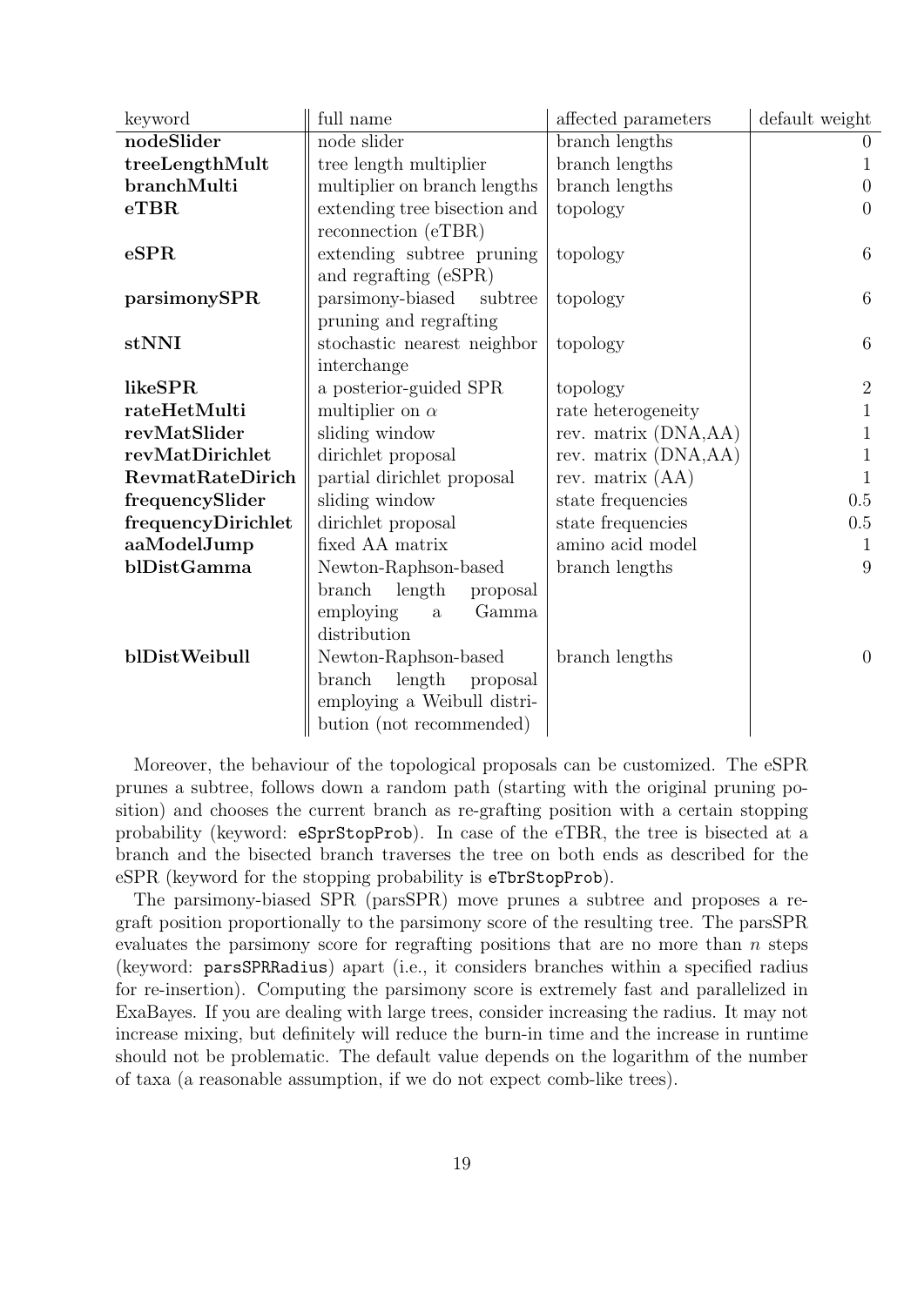| keyword | full name | affected parameters | default weight |
|---|---|---|---|
| **nodeSlider** | node slider | branch lengths | 0 |
| **treeLengthMult** | tree length multiplier | branch lengths | 1 |
| **branchMulti** | multiplier on branch lengths | branch lengths | 0 |
| **eTBR** | extending tree bisection and reconnection (eTBR) | topology | 0 |
| **eSPR** | extending subtree pruning and regrafting (eSPR) | topology | 6 |
| **parsimonySPR** | parsimony-biased subtree pruning and regrafting | topology | 6 |
| **stNNI** | stochastic nearest neighbor interchange | topology | 6 |
| **likeSPR** | a posterior-guided SPR | topology | 2 |
| **rateHetMulti** | multiplier on $\alpha$ | rate heterogeneity | 1 |
| **revMatSlider** | sliding window | rev. matrix (DNA,AA) | 1 |
| **revMatDirichlet** | dirichlet proposal | rev. matrix (DNA,AA) | 1 |
| **RevmatRateDirich** | partial dirichlet proposal | rev. matrix (AA) | 1 |
| **frequencySlider** | sliding window | state frequencies | 0.5 |
| **frequencyDirichlet** | dirichlet proposal | state frequencies | 0.5 |
| **aaModelJump** | fixed AA matrix | amino acid model | 1 |
| **blDistGamma** | Newton-Raphson-based branch length proposal employing a Gamma distribution | branch lengths | 9 |
| **blDistWeibull** | Newton-Raphson-based branch length proposal employing a Weibull distribution (not recommended) | branch lengths | 0 |

Moreover, the behaviour of the topological proposals can be customized. The eSPR prunes a subtree, follows down a random path (starting with the original pruning position) and chooses the current branch as re-grafting position with a certain stopping probability (keyword: `eSprStopProb`). In case of the eTBR, the tree is bisected at a branch and the bisected branch traverses the tree on both ends as described for the eSPR (keyword for the stopping probability is `eTbrStopProb`).

The parsimony-biased SPR (parsSPR) move prunes a subtree and proposes a regraft position proportionally to the parsimony score of the resulting tree. The parsSPR evaluates the parsimony score for regrafting positions that are no more than $n$ steps (keyword: `parsSPRRadius`) apart (i.e., it considers branches within a specified radius for re-insertion). Computing the parsimony score is extremely fast and parallelized in ExaBayes. If you are dealing with large trees, consider increasing the radius. It may not increase mixing, but definitely will reduce the burn-in time and the increase in runtime should not be problematic. The default value depends on the logarithm of the number of taxa (a reasonable assumption, if we do not expect comb-like trees).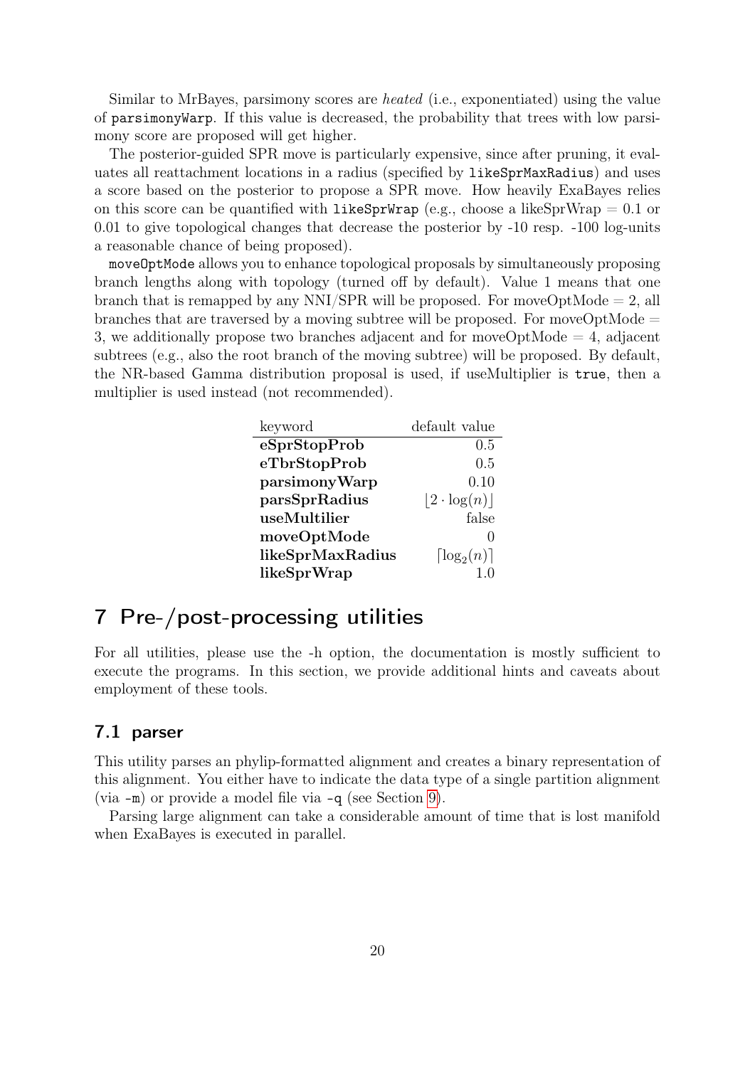Similar to MrBayes, parsimony scores are *heated* (i.e., exponentiated) using the value of `parsimonyWarp`. If this value is decreased, the probability that trees with low parsimony score are proposed will get higher.

The posterior-guided SPR move is particularly expensive, since after pruning, it evaluates all reattachment locations in a radius (specified by `likeSprMaxRadius`) and uses a score based on the posterior to propose a SPR move. How heavily ExaBayes relies on this score can be quantified with `likeSprWrap` (e.g., choose a likeSprWrap = 0.1 or 0.01 to give topological changes that decrease the posterior by -10 resp. -100 log-units a reasonable chance of being proposed).

`moveOptMode` allows you to enhance topological proposals by simultaneously proposing branch lengths along with topology (turned off by default). Value 1 means that one branch that is remapped by any NNI/SPR will be proposed. For moveOptMode = 2, all branches that are traversed by a moving subtree will be proposed. For moveOptMode = 3, we additionally propose two branches adjacent and for moveOptMode = 4, adjacent subtrees (e.g., also the root branch of the moving subtree) will be proposed. By default, the NR-based Gamma distribution proposal is used, if useMultiplier is `true`, then a multiplier is used instead (not recommended).

| keyword | default value |
| --- | ---: |
| **eSprStopProb** | 0.5 |
| **eTbrStopProb** | 0.5 |
| **parsimonyWarp** | 0.10 |
| **parsSprRadius** | $\lfloor 2 \cdot \log(n) \rfloor$ |
| **useMultilier** | false |
| **moveOptMode** | 0 |
| **likeSprMaxRadius** | $\lceil \log_2(n) \rceil$ |
| **likeSprWrap** | 1.0 |

# 7 Pre-/post-processing utilities

For all utilities, please use the -h option, the documentation is mostly sufficient to execute the programs. In this section, we provide additional hints and caveats about employment of these tools.

## 7.1 parser

This utility parses an phylip-formatted alignment and creates a binary representation of this alignment. You either have to indicate the data type of a single partition alignment (via `-m`) or provide a model file via `-q` (see Section 9).

Parsing large alignment can take a considerable amount of time that is lost manifold when ExaBayes is executed in parallel.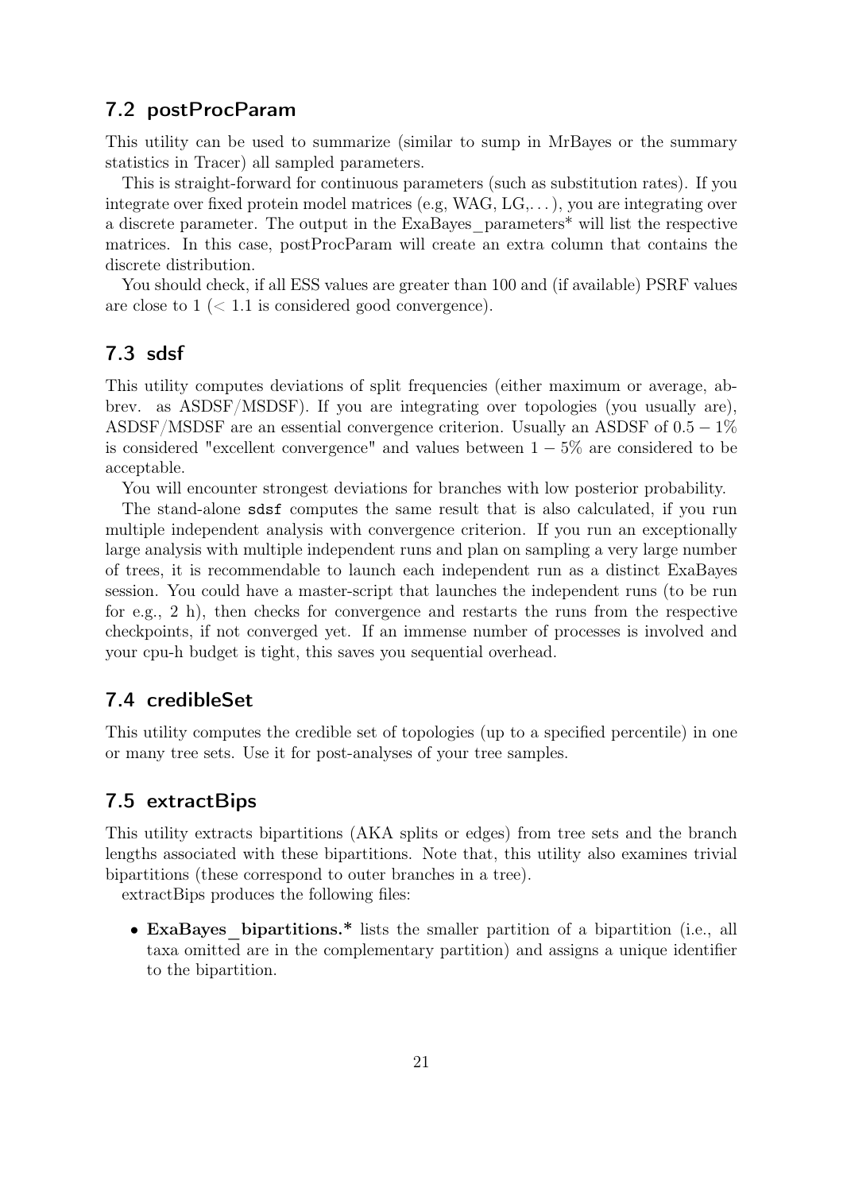## 7.2 postProcParam

This utility can be used to summarize (similar to sump in MrBayes or the summary statistics in Tracer) all sampled parameters.

This is straight-forward for continuous parameters (such as substitution rates). If you integrate over fixed protein model matrices (e.g, WAG, LG,...), you are integrating over a discrete parameter. The output in the ExaBayes_parameters* will list the respective matrices. In this case, postProcParam will create an extra column that contains the discrete distribution.

You should check, if all ESS values are greater than 100 and (if available) PSRF values are close to 1 ($< 1.1$ is considered good convergence).

## 7.3 sdsf

This utility computes deviations of split frequencies (either maximum or average, abbrev. as ASDSF/MSDSF). If you are integrating over topologies (you usually are), ASDSF/MSDSF are an essential convergence criterion. Usually an ASDSF of $0.5 - 1\%$ is considered "excellent convergence" and values between $1 - 5\%$ are considered to be acceptable.

You will encounter strongest deviations for branches with low posterior probability.

The stand-alone `sdsf` computes the same result that is also calculated, if you run multiple independent analysis with convergence criterion. If you run an exceptionally large analysis with multiple independent runs and plan on sampling a very large number of trees, it is recommendable to launch each independent run as a distinct ExaBayes session. You could have a master-script that launches the independent runs (to be run for e.g., 2 h), then checks for convergence and restarts the runs from the respective checkpoints, if not converged yet. If an immense number of processes is involved and your cpu-h budget is tight, this saves you sequential overhead.

## 7.4 credibleSet

This utility computes the credible set of topologies (up to a specified percentile) in one or many tree sets. Use it for post-analyses of your tree samples.

## 7.5 extractBips

This utility extracts bipartitions (AKA splits or edges) from tree sets and the branch lengths associated with these bipartitions. Note that, this utility also examines trivial bipartitions (these correspond to outer branches in a tree).

extractBips produces the following files:

- **ExaBayes_bipartitions.*** lists the smaller partition of a bipartition (i.e., all taxa omitted are in the complementary partition) and assigns a unique identifier to the bipartition.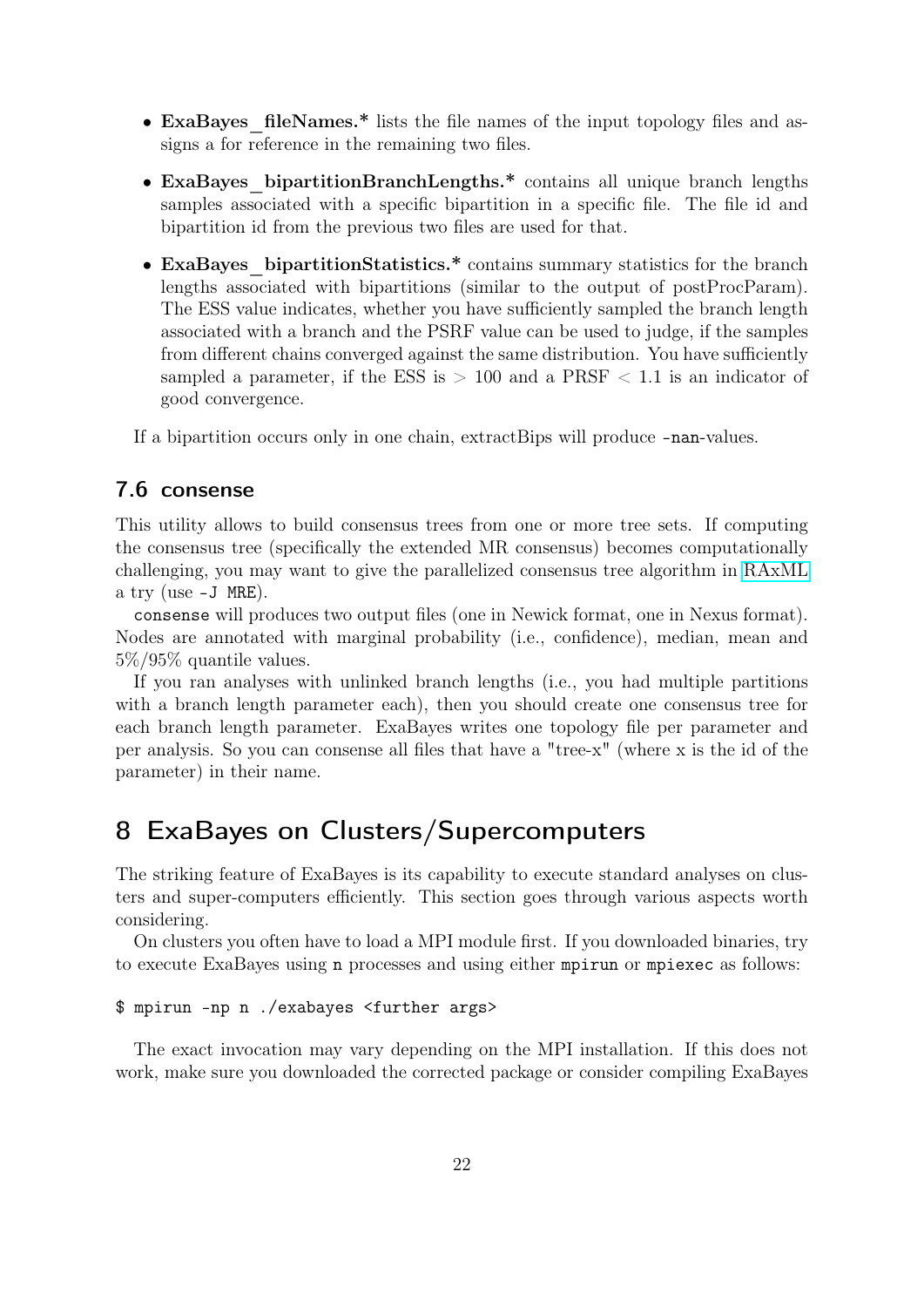- **ExaBayes_fileNames.*** lists the file names of the input topology files and assigns a for reference in the remaining two files.
- **ExaBayes_bipartitionBranchLengths.*** contains all unique branch lengths samples associated with a specific bipartition in a specific file. The file id and bipartition id from the previous two files are used for that.
- **ExaBayes_bipartitionStatistics.*** contains summary statistics for the branch lengths associated with bipartitions (similar to the output of postProcParam). The ESS value indicates, whether you have sufficiently sampled the branch length associated with a branch and the PSRF value can be used to judge, if the samples from different chains converged against the same distribution. You have sufficiently sampled a parameter, if the ESS is $> 100$ and a PRSF $< 1.1$ is an indicator of good convergence.

If a bipartition occurs only in one chain, extractBips will produce `-nan`-values.

### 7.6 consense

This utility allows to build consensus trees from one or more tree sets. If computing the consensus tree (specifically the extended MR consensus) becomes computationally challenging, you may want to give the parallelized consensus tree algorithm in RAxML a try (use `-J MRE`).

`consense` will produces two output files (one in Newick format, one in Nexus format). Nodes are annotated with marginal probability (i.e., confidence), median, mean and 5%/95% quantile values.

If you ran analyses with unlinked branch lengths (i.e., you had multiple partitions with a branch length parameter each), then you should create one consensus tree for each branch length parameter. ExaBayes writes one topology file per parameter and per analysis. So you can consense all files that have a "tree-x" (where x is the id of the parameter) in their name.

## 8 ExaBayes on Clusters/Supercomputers

The striking feature of ExaBayes is its capability to execute standard analyses on clusters and super-computers efficiently. This section goes through various aspects worth considering.

On clusters you often have to load a MPI module first. If you downloaded binaries, try to execute ExaBayes using `n` processes and using either `mpirun` or `mpiexec` as follows:

```
$ mpirun -np n ./exabayes <further args>
```

The exact invocation may vary depending on the MPI installation. If this does not work, make sure you downloaded the corrected package or consider compiling ExaBayes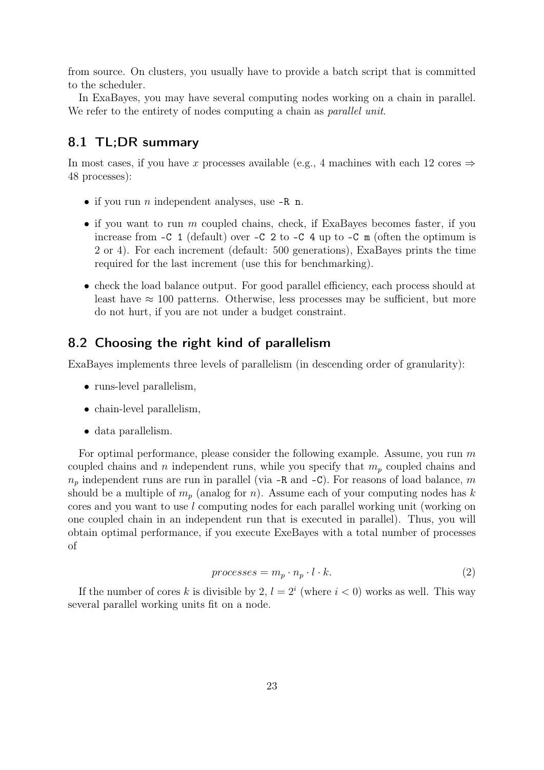from source. On clusters, you usually have to provide a batch script that is committed to the scheduler.

In ExaBayes, you may have several computing nodes working on a chain in parallel. We refer to the entirety of nodes computing a chain as *parallel unit*.

## 8.1 TL;DR summary

In most cases, if you have $x$ processes available (e.g., 4 machines with each 12 cores $\Rightarrow$ 48 processes):

- if you run $n$ independent analyses, use `-R n`.
- if you want to run $m$ coupled chains, check, if ExaBayes becomes faster, if you increase from `-C 1` (default) over `-C 2` to `-C 4` up to `-C m` (often the optimum is 2 or 4). For each increment (default: 500 generations), ExaBayes prints the time required for the last increment (use this for benchmarking).
- check the load balance output. For good parallel efficiency, each process should at least have $\approx 100$ patterns. Otherwise, less processes may be sufficient, but more do not hurt, if you are not under a budget constraint.

## 8.2 Choosing the right kind of parallelism

ExaBayes implements three levels of parallelism (in descending order of granularity):

- runs-level parallelism,
- chain-level parallelism,
- data parallelism.

For optimal performance, please consider the following example. Assume, you run $m$ coupled chains and $n$ independent runs, while you specify that $m_p$ coupled chains and $n_p$ independent runs are run in parallel (via `-R` and `-C`). For reasons of load balance, $m$ should be a multiple of $m_p$ (analog for $n$). Assume each of your computing nodes has $k$ cores and you want to use $l$ computing nodes for each parallel working unit (working on one coupled chain in an independent run that is executed in parallel). Thus, you will obtain optimal performance, if you execute ExeBayes with a total number of processes of

$$processes = m_p \cdot n_p \cdot l \cdot k. \tag{2}$$

If the number of cores $k$ is divisible by 2, $l = 2^i$ (where $i < 0$) works as well. This way several parallel working units fit on a node.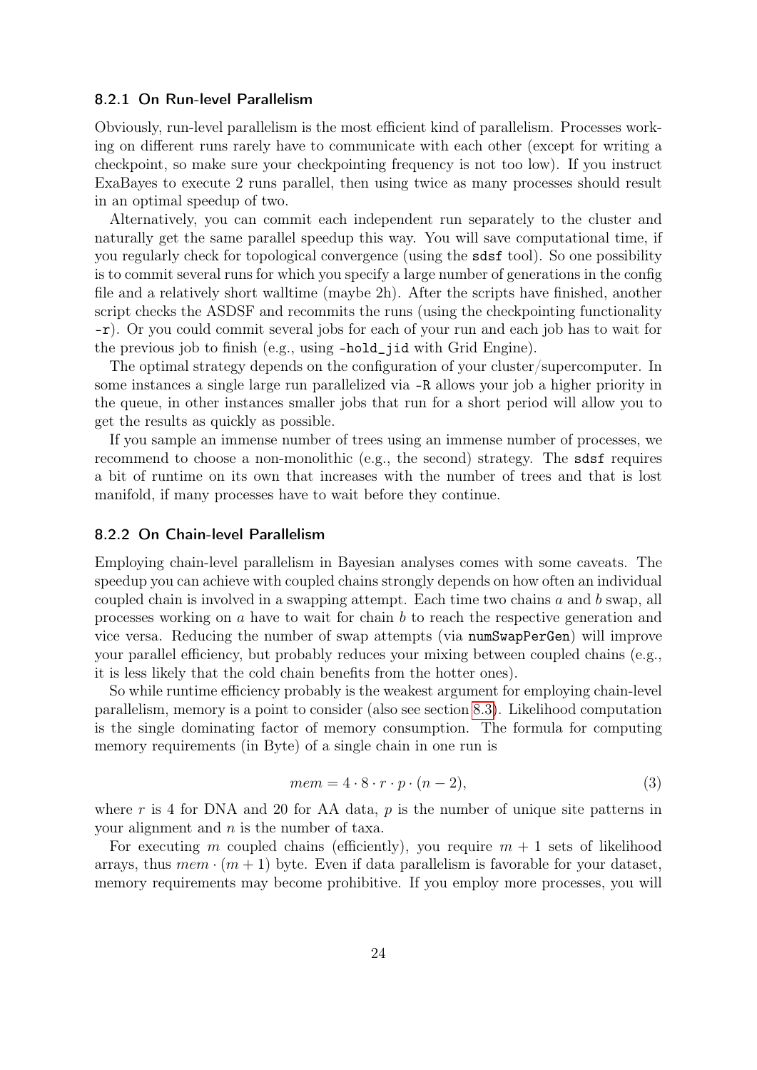### 8.2.1 On Run-level Parallelism

Obviously, run-level parallelism is the most efficient kind of parallelism. Processes working on different runs rarely have to communicate with each other (except for writing a checkpoint, so make sure your checkpointing frequency is not too low). If you instruct ExaBayes to execute 2 runs parallel, then using twice as many processes should result in an optimal speedup of two.

Alternatively, you can commit each independent run separately to the cluster and naturally get the same parallel speedup this way. You will save computational time, if you regularly check for topological convergence (using the `sdsf` tool). So one possibility is to commit several runs for which you specify a large number of generations in the config file and a relatively short walltime (maybe 2h). After the scripts have finished, another script checks the ASDSF and recommits the runs (using the checkpointing functionality `-r`). Or you could commit several jobs for each of your run and each job has to wait for the previous job to finish (e.g., using `-hold_jid` with Grid Engine).

The optimal strategy depends on the configuration of your cluster/supercomputer. In some instances a single large run parallelized via `-R` allows your job a higher priority in the queue, in other instances smaller jobs that run for a short period will allow you to get the results as quickly as possible.

If you sample an immense number of trees using an immense number of processes, we recommend to choose a non-monolithic (e.g., the second) strategy. The `sdsf` requires a bit of runtime on its own that increases with the number of trees and that is lost manifold, if many processes have to wait before they continue.

### 8.2.2 On Chain-level Parallelism

Employing chain-level parallelism in Bayesian analyses comes with some caveats. The speedup you can achieve with coupled chains strongly depends on how often an individual coupled chain is involved in a swapping attempt. Each time two chains $a$ and $b$ swap, all processes working on $a$ have to wait for chain $b$ to reach the respective generation and vice versa. Reducing the number of swap attempts (via `numSwapPerGen`) will improve your parallel efficiency, but probably reduces your mixing between coupled chains (e.g., it is less likely that the cold chain benefits from the hotter ones).

So while runtime efficiency probably is the weakest argument for employing chain-level parallelism, memory is a point to consider (also see section 8.3). Likelihood computation is the single dominating factor of memory consumption. The formula for computing memory requirements (in Byte) of a single chain in one run is

$$mem = 4 \cdot 8 \cdot r \cdot p \cdot (n - 2), \tag{3}$$

where $r$ is 4 for DNA and 20 for AA data, $p$ is the number of unique site patterns in your alignment and $n$ is the number of taxa.

For executing $m$ coupled chains (efficiently), you require $m + 1$ sets of likelihood arrays, thus $mem \cdot (m + 1)$ byte. Even if data parallelism is favorable for your dataset, memory requirements may become prohibitive. If you employ more processes, you will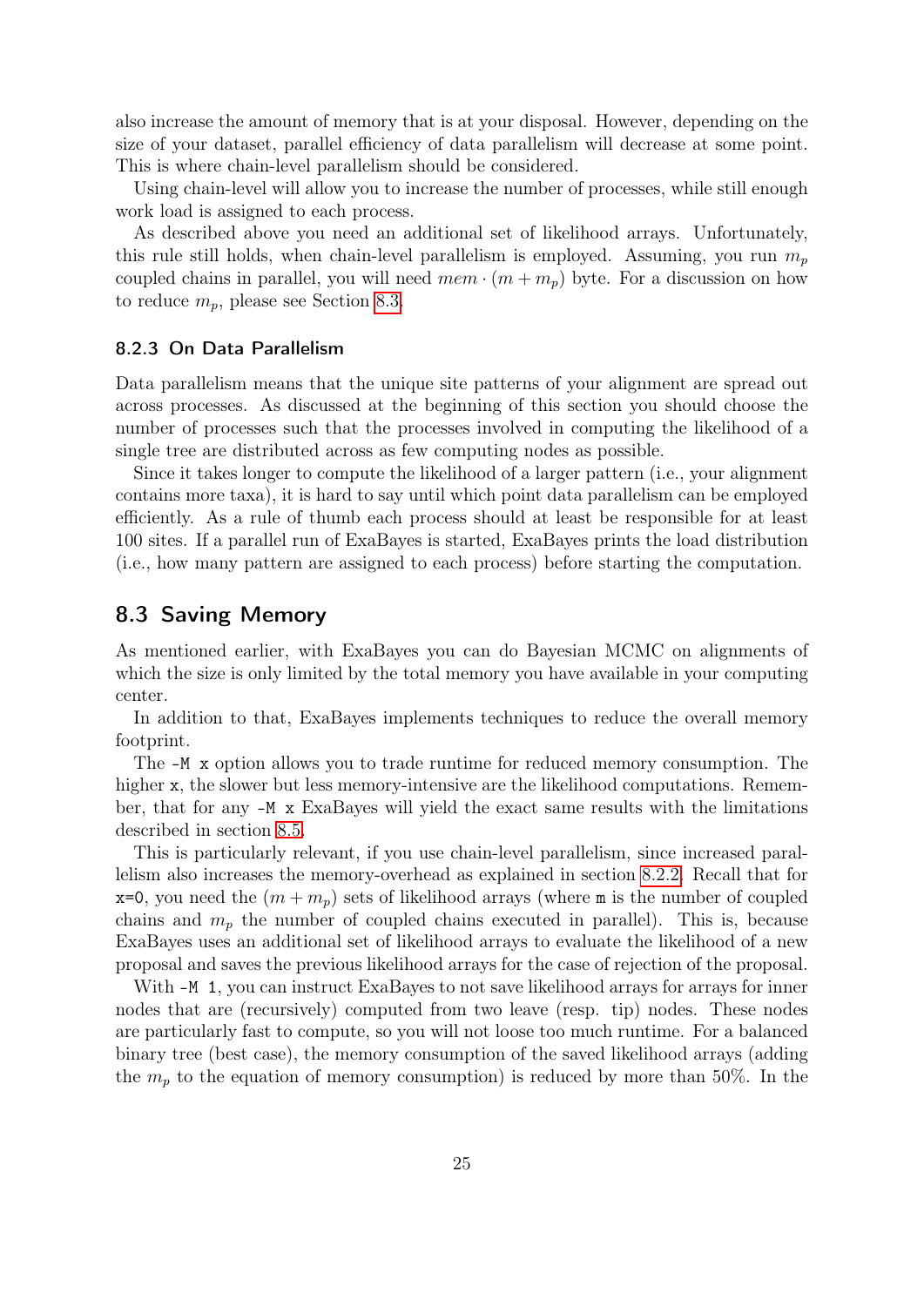also increase the amount of memory that is at your disposal. However, depending on the size of your dataset, parallel efficiency of data parallelism will decrease at some point. This is where chain-level parallelism should be considered.

Using chain-level will allow you to increase the number of processes, while still enough work load is assigned to each process.

As described above you need an additional set of likelihood arrays. Unfortunately, this rule still holds, when chain-level parallelism is employed. Assuming, you run $m_p$ coupled chains in parallel, you will need $mem \cdot (m + m_p)$ byte. For a discussion on how to reduce $m_p$, please see Section 8.3.

### 8.2.3 On Data Parallelism

Data parallelism means that the unique site patterns of your alignment are spread out across processes. As discussed at the beginning of this section you should choose the number of processes such that the processes involved in computing the likelihood of a single tree are distributed across as few computing nodes as possible.

Since it takes longer to compute the likelihood of a larger pattern (i.e., your alignment contains more taxa), it is hard to say until which point data parallelism can be employed efficiently. As a rule of thumb each process should at least be responsible for at least 100 sites. If a parallel run of ExaBayes is started, ExaBayes prints the load distribution (i.e., how many pattern are assigned to each process) before starting the computation.

## 8.3 Saving Memory

As mentioned earlier, with ExaBayes you can do Bayesian MCMC on alignments of which the size is only limited by the total memory you have available in your computing center.

In addition to that, ExaBayes implements techniques to reduce the overall memory footprint.

The `-M x` option allows you to trade runtime for reduced memory consumption. The higher `x`, the slower but less memory-intensive are the likelihood computations. Remember, that for any `-M x` ExaBayes will yield the exact same results with the limitations described in section 8.5.

This is particularly relevant, if you use chain-level parallelism, since increased parallelism also increases the memory-overhead as explained in section 8.2.2. Recall that for `x=0`, you need the $(m + m_p)$ sets of likelihood arrays (where `m` is the number of coupled chains and $m_p$ the number of coupled chains executed in parallel). This is, because ExaBayes uses an additional set of likelihood arrays to evaluate the likelihood of a new proposal and saves the previous likelihood arrays for the case of rejection of the proposal.

With `-M 1`, you can instruct ExaBayes to not save likelihood arrays for arrays for inner nodes that are (recursively) computed from two leave (resp. tip) nodes. These nodes are particularly fast to compute, so you will not loose too much runtime. For a balanced binary tree (best case), the memory consumption of the saved likelihood arrays (adding the $m_p$ to the equation of memory consumption) is reduced by more than 50%. In the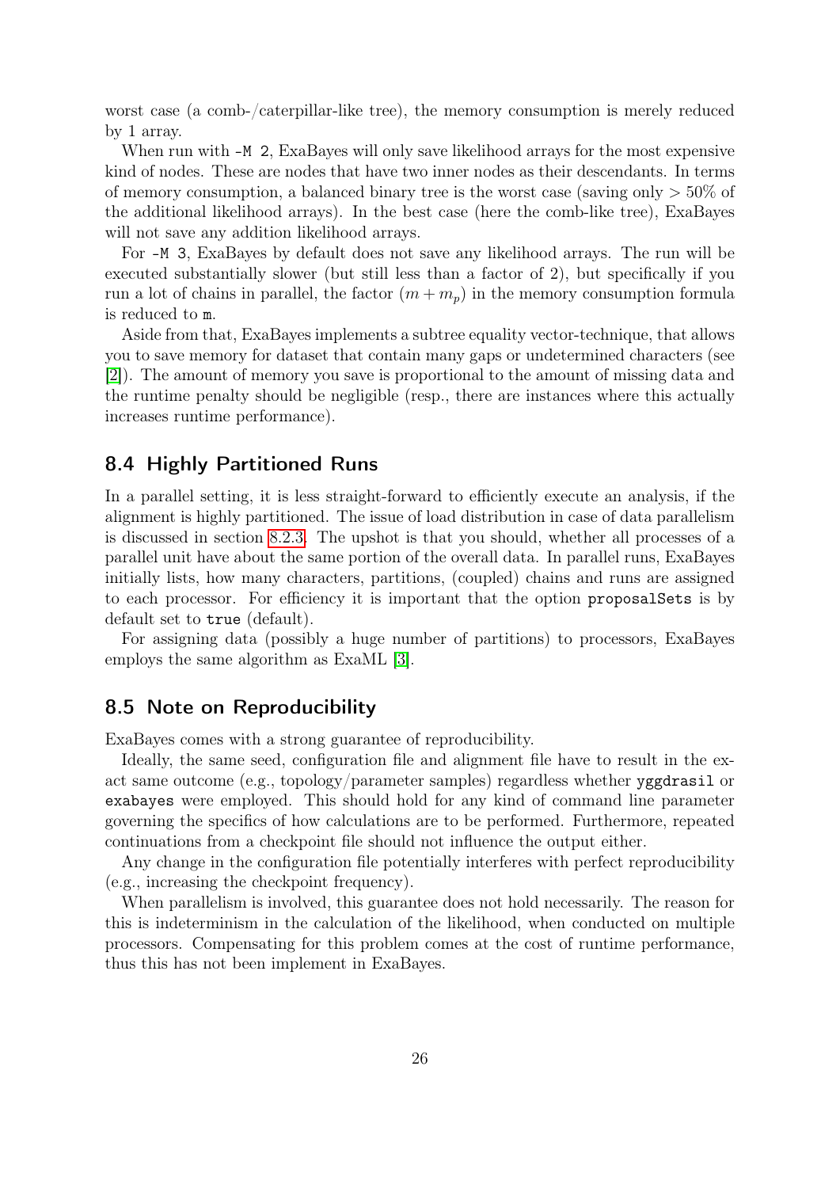worst case (a comb-/caterpillar-like tree), the memory consumption is merely reduced by 1 array.

When run with `-M 2`, ExaBayes will only save likelihood arrays for the most expensive kind of nodes. These are nodes that have two inner nodes as their descendants. In terms of memory consumption, a balanced binary tree is the worst case (saving only $> 50\%$ of the additional likelihood arrays). In the best case (here the comb-like tree), ExaBayes will not save any addition likelihood arrays.

For `-M 3`, ExaBayes by default does not save any likelihood arrays. The run will be executed substantially slower (but still less than a factor of 2), but specifically if you run a lot of chains in parallel, the factor $(m + m_p)$ in the memory consumption formula is reduced to `m`.

Aside from that, ExaBayes implements a subtree equality vector-technique, that allows you to save memory for dataset that contain many gaps or undetermined characters (see [2]). The amount of memory you save is proportional to the amount of missing data and the runtime penalty should be negligible (resp., there are instances where this actually increases runtime performance).

## 8.4 Highly Partitioned Runs

In a parallel setting, it is less straight-forward to efficiently execute an analysis, if the alignment is highly partitioned. The issue of load distribution in case of data parallelism is discussed in section 8.2.3. The upshot is that you should, whether all processes of a parallel unit have about the same portion of the overall data. In parallel runs, ExaBayes initially lists, how many characters, partitions, (coupled) chains and runs are assigned to each processor. For efficiency it is important that the option `proposalSets` is by default set to `true` (default).

For assigning data (possibly a huge number of partitions) to processors, ExaBayes employs the same algorithm as ExaML [3].

## 8.5 Note on Reproducibility

ExaBayes comes with a strong guarantee of reproducibility.

Ideally, the same seed, configuration file and alignment file have to result in the exact same outcome (e.g., topology/parameter samples) regardless whether `yggdrasil` or `exabayes` were employed. This should hold for any kind of command line parameter governing the specifics of how calculations are to be performed. Furthermore, repeated continuations from a checkpoint file should not influence the output either.

Any change in the configuration file potentially interferes with perfect reproducibility (e.g., increasing the checkpoint frequency).

When parallelism is involved, this guarantee does not hold necessarily. The reason for this is indeterminism in the calculation of the likelihood, when conducted on multiple processors. Compensating for this problem comes at the cost of runtime performance, thus this has not been implement in ExaBayes.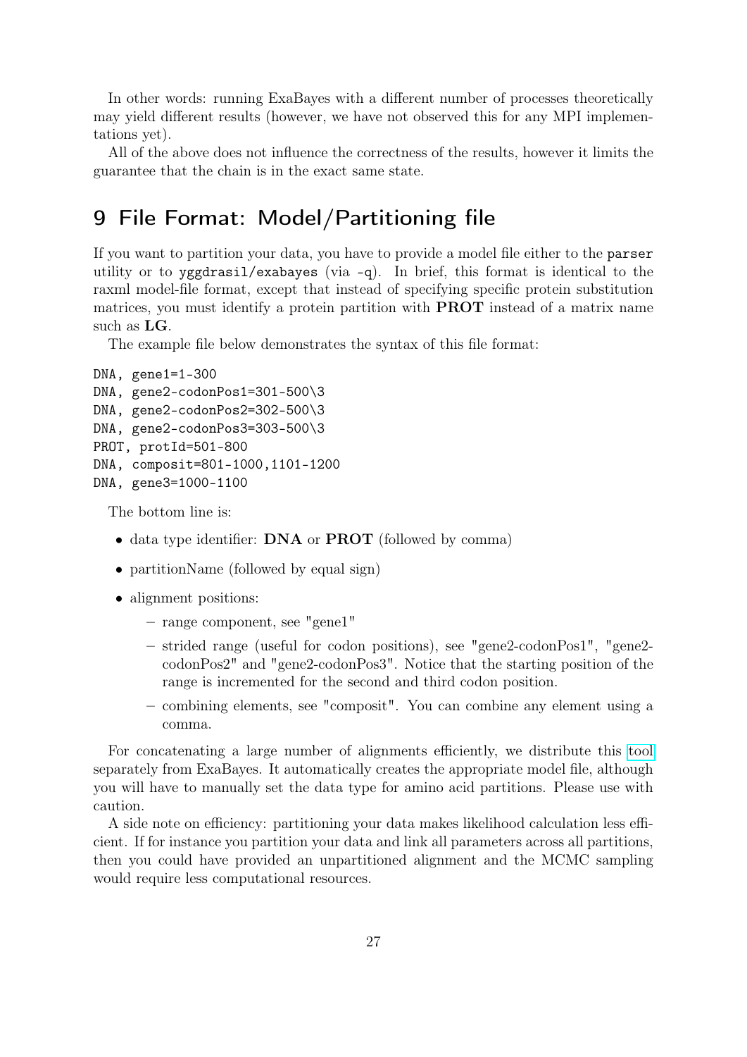In other words: running ExaBayes with a different number of processes theoretically may yield different results (however, we have not observed this for any MPI implementations yet).

All of the above does not influence the correctness of the results, however it limits the guarantee that the chain is in the exact same state.

# 9 File Format: Model/Partitioning file

If you want to partition your data, you have to provide a model file either to the `parser` utility or to `yggdrasil/exabayes` (via `-q`). In brief, this format is identical to the raxml model-file format, except that instead of specifying specific protein substitution matrices, you must identify a protein partition with **PROT** instead of a matrix name such as **LG**.

The example file below demonstrates the syntax of this file format:

```
DNA, gene1=1-300
DNA, gene2-codonPos1=301-500\3
DNA, gene2-codonPos2=302-500\3
DNA, gene2-codonPos3=303-500\3
PROT, protId=501-800
DNA, composit=801-1000,1101-1200
DNA, gene3=1000-1100
```

The bottom line is:

- data type identifier: **DNA** or **PROT** (followed by comma)
- partitionName (followed by equal sign)
- alignment positions:
  - range component, see "gene1"
  - strided range (useful for codon positions), see "gene2-codonPos1", "gene2-codonPos2" and "gene2-codonPos3". Notice that the starting position of the range is incremented for the second and third codon position.
  - combining elements, see "composit". You can combine any element using a comma.

For concatenating a large number of alignments efficiently, we distribute this tool separately from ExaBayes. It automatically creates the appropriate model file, although you will have to manually set the data type for amino acid partitions. Please use with caution.

A side note on efficiency: partitioning your data makes likelihood calculation less efficient. If for instance you partition your data and link all parameters across all partitions, then you could have provided an unpartitioned alignment and the MCMC sampling would require less computational resources.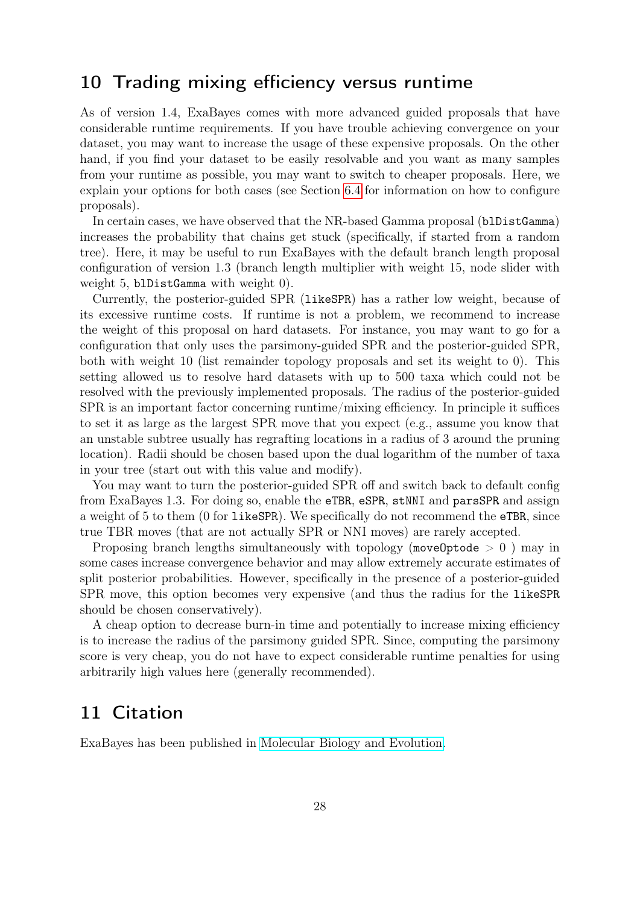## 10 Trading mixing efficiency versus runtime

As of version 1.4, ExaBayes comes with more advanced guided proposals that have considerable runtime requirements. If you have trouble achieving convergence on your dataset, you may want to increase the usage of these expensive proposals. On the other hand, if you find your dataset to be easily resolvable and you want as many samples from your runtime as possible, you may want to switch to cheaper proposals. Here, we explain your options for both cases (see Section 6.4 for information on how to configure proposals).

In certain cases, we have observed that the NR-based Gamma proposal (`blDistGamma`) increases the probability that chains get stuck (specifically, if started from a random tree). Here, it may be useful to run ExaBayes with the default branch length proposal configuration of version 1.3 (branch length multiplier with weight 15, node slider with weight 5, `blDistGamma` with weight 0).

Currently, the posterior-guided SPR (`likeSPR`) has a rather low weight, because of its excessive runtime costs. If runtime is not a problem, we recommend to increase the weight of this proposal on hard datasets. For instance, you may want to go for a configuration that only uses the parsimony-guided SPR and the posterior-guided SPR, both with weight 10 (list remainder topology proposals and set its weight to 0). This setting allowed us to resolve hard datasets with up to 500 taxa which could not be resolved with the previously implemented proposals. The radius of the posterior-guided SPR is an important factor concerning runtime/mixing efficiency. In principle it suffices to set it as large as the largest SPR move that you expect (e.g., assume you know that an unstable subtree usually has regrafting locations in a radius of 3 around the pruning location). Radii should be chosen based upon the dual logarithm of the number of taxa in your tree (start out with this value and modify).

You may want to turn the posterior-guided SPR off and switch back to default config from ExaBayes 1.3. For doing so, enable the `eTBR`, `eSPR`, `stNNI` and `parsSPR` and assign a weight of 5 to them (0 for `likeSPR`). We specifically do not recommend the `eTBR`, since true TBR moves (that are not actually SPR or NNI moves) are rarely accepted.

Proposing branch lengths simultaneously with topology (`moveOptode` $> 0$ ) may in some cases increase convergence behavior and may allow extremely accurate estimates of split posterior probabilities. However, specifically in the presence of a posterior-guided SPR move, this option becomes very expensive (and thus the radius for the `likeSPR` should be chosen conservatively).

A cheap option to decrease burn-in time and potentially to increase mixing efficiency is to increase the radius of the parsimony guided SPR. Since, computing the parsimony score is very cheap, you do not have to expect considerable runtime penalties for using arbitrarily high values here (generally recommended).

## 11 Citation

ExaBayes has been published in Molecular Biology and Evolution.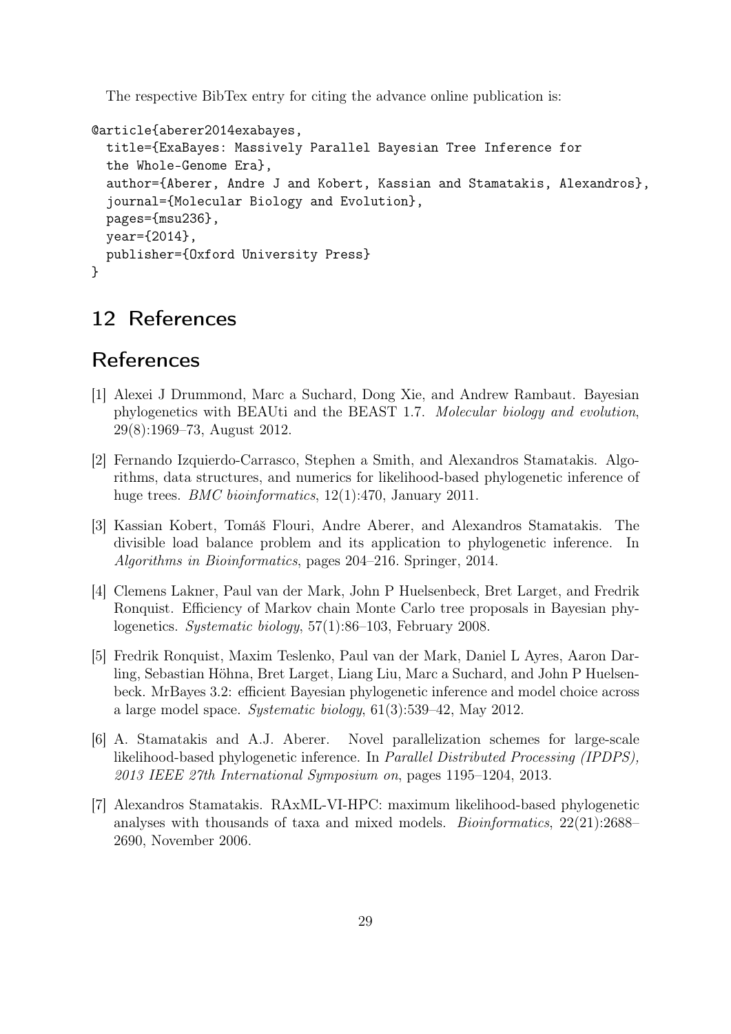The respective BibTex entry for citing the advance online publication is:

```
@article{aberer2014exabayes,
  title={ExaBayes: Massively Parallel Bayesian Tree Inference for
  the Whole-Genome Era},
  author={Aberer, Andre J and Kobert, Kassian and Stamatakis, Alexandros},
  journal={Molecular Biology and Evolution},
  pages={msu236},
  year={2014},
  publisher={Oxford University Press}
}
```

# 12 References

## References

[1] Alexei J Drummond, Marc a Suchard, Dong Xie, and Andrew Rambaut. Bayesian phylogenetics with BEAUti and the BEAST 1.7. *Molecular biology and evolution*, 29(8):1969–73, August 2012.

[2] Fernando Izquierdo-Carrasco, Stephen a Smith, and Alexandros Stamatakis. Algorithms, data structures, and numerics for likelihood-based phylogenetic inference of huge trees. *BMC bioinformatics*, 12(1):470, January 2011.

[3] Kassian Kobert, Tomáš Flouri, Andre Aberer, and Alexandros Stamatakis. The divisible load balance problem and its application to phylogenetic inference. In *Algorithms in Bioinformatics*, pages 204–216. Springer, 2014.

[4] Clemens Lakner, Paul van der Mark, John P Huelsenbeck, Bret Larget, and Fredrik Ronquist. Efficiency of Markov chain Monte Carlo tree proposals in Bayesian phylogenetics. *Systematic biology*, 57(1):86–103, February 2008.

[5] Fredrik Ronquist, Maxim Teslenko, Paul van der Mark, Daniel L Ayres, Aaron Darling, Sebastian Höhna, Bret Larget, Liang Liu, Marc a Suchard, and John P Huelsenbeck. MrBayes 3.2: efficient Bayesian phylogenetic inference and model choice across a large model space. *Systematic biology*, 61(3):539–42, May 2012.

[6] A. Stamatakis and A.J. Aberer. Novel parallelization schemes for large-scale likelihood-based phylogenetic inference. In *Parallel Distributed Processing (IPDPS), 2013 IEEE 27th International Symposium on*, pages 1195–1204, 2013.

[7] Alexandros Stamatakis. RAxML-VI-HPC: maximum likelihood-based phylogenetic analyses with thousands of taxa and mixed models. *Bioinformatics*, 22(21):2688–2690, November 2006.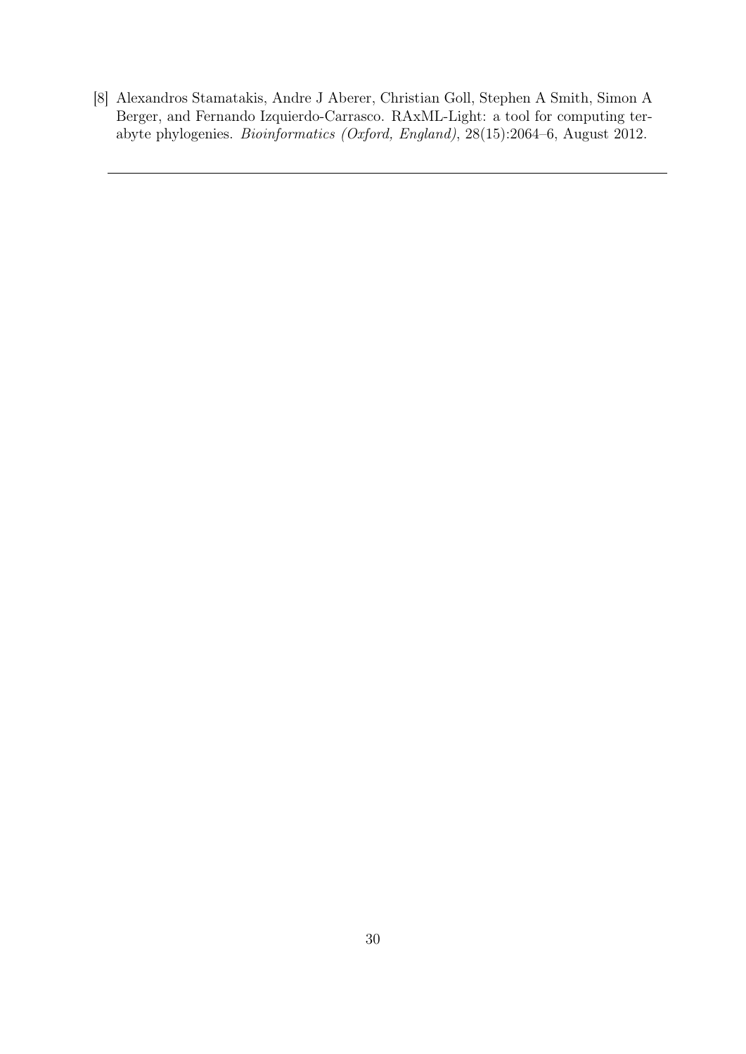[8] Alexandros Stamatakis, Andre J Aberer, Christian Goll, Stephen A Smith, Simon A Berger, and Fernando Izquierdo-Carrasco. RAxML-Light: a tool for computing terabyte phylogenies. *Bioinformatics (Oxford, England)*, 28(15):2064–6, August 2012.

---